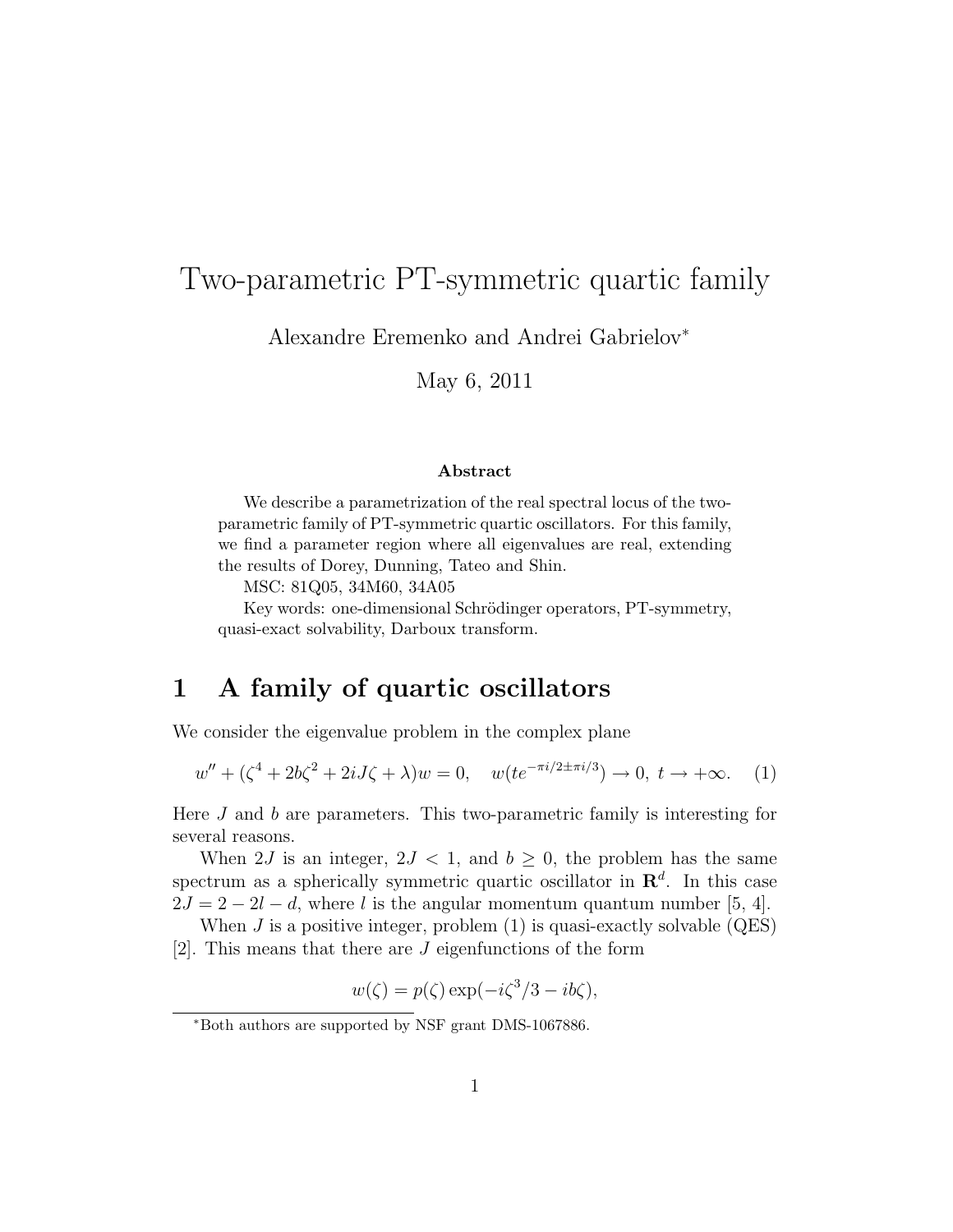# Two-parametric PT-symmetric quartic family

Alexandre Eremenko and Andrei Gabrielov*

May 6, 2011

### Abstract

We describe a parametrization of the real spectral locus of the two-parametric family of PT-symmetric quartic oscillators. For this family, we find a parameter region where all eigenvalues are real, extending the results of Dorey, Dunning, Tateo and Shin.

MSC: 81Q05, 34M60, 34A05

Key words: one-dimensional Schrödinger operators, PT-symmetry, quasi-exact solvability, Darboux transform.

## 1 A family of quartic oscillators

We consider the eigenvalue problem in the complex plane

$$w'' + (\zeta^4 + 2b\zeta^2 + 2iJ\zeta + \lambda)w = 0, \quad w(te^{-\pi i/2 \pm \pi i/3}) \to 0, \; t \to +\infty. \quad (1)$$

Here $J$ and $b$ are parameters. This two-parametric family is interesting for several reasons.

When $2J$ is an integer, $2J < 1$, and $b \geq 0$, the problem has the same spectrum as a spherically symmetric quartic oscillator in $\mathbf{R}^d$. In this case $2J = 2 - 2l - d$, where $l$ is the angular momentum quantum number [5, 4].

When $J$ is a positive integer, problem (1) is quasi-exactly solvable (QES) [2]. This means that there are $J$ eigenfunctions of the form

$$w(\zeta) = p(\zeta) \exp(-i\zeta^3/3 - ib\zeta),$$

*Both authors are supported by NSF grant DMS-1067886.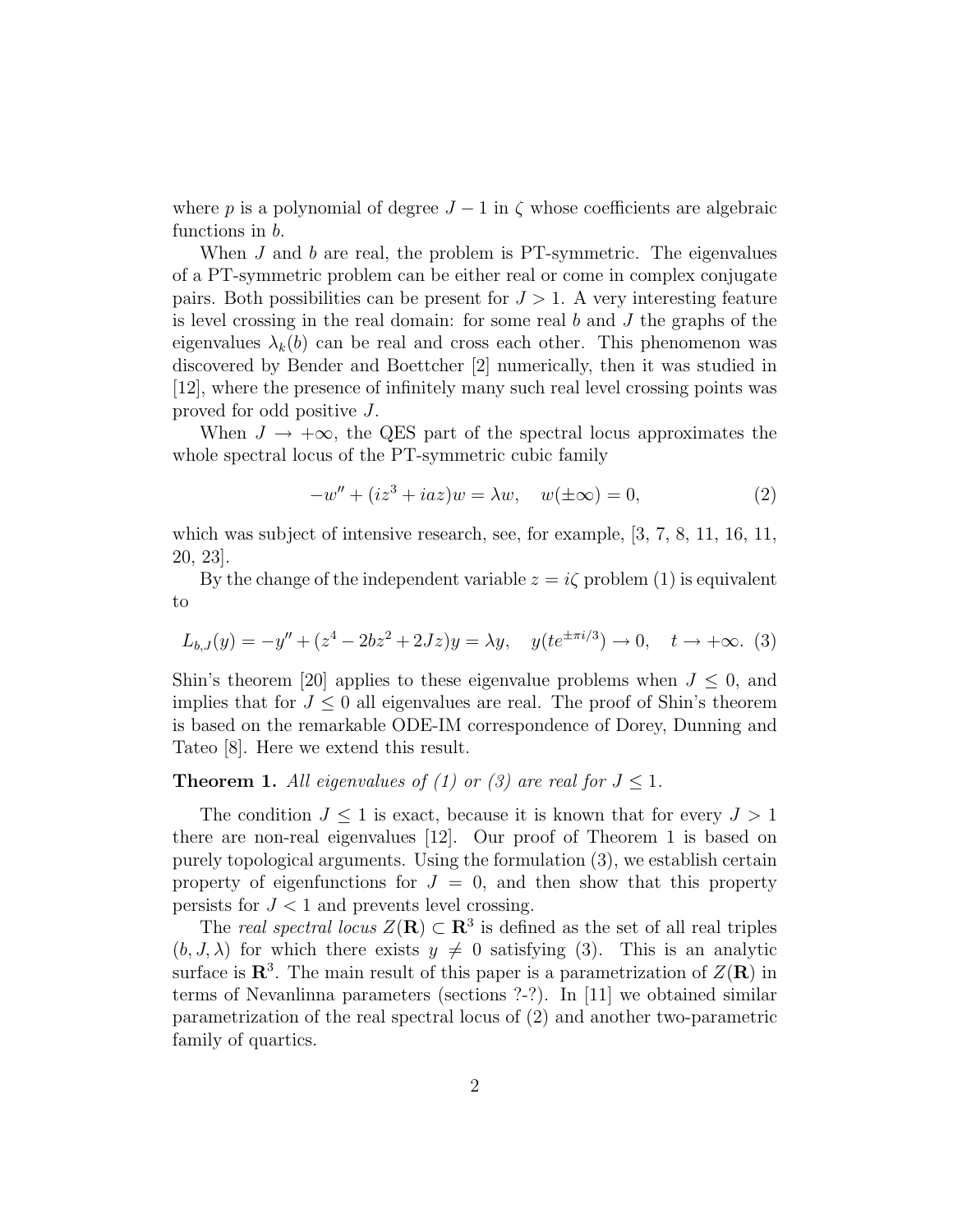where $p$ is a polynomial of degree $J-1$ in $\zeta$ whose coefficients are algebraic functions in $b$.

When $J$ and $b$ are real, the problem is PT-symmetric. The eigenvalues of a PT-symmetric problem can be either real or come in complex conjugate pairs. Both possibilities can be present for $J > 1$. A very interesting feature is level crossing in the real domain: for some real $b$ and $J$ the graphs of the eigenvalues $\lambda_k(b)$ can be real and cross each other. This phenomenon was discovered by Bender and Boettcher [2] numerically, then it was studied in [12], where the presence of infinitely many such real level crossing points was proved for odd positive $J$.

When $J \to +\infty$, the QES part of the spectral locus approximates the whole spectral locus of the PT-symmetric cubic family

$$-w'' + (iz^3 + iaz)w = \lambda w, \quad w(\pm\infty) = 0, \tag{2}$$

which was subject of intensive research, see, for example, [3, 7, 8, 11, 16, 11, 20, 23].

By the change of the independent variable $z = i\zeta$ problem (1) is equivalent to

$$L_{b,J}(y) = -y'' + (z^4 - 2bz^2 + 2Jz)y = \lambda y, \quad y(te^{\pm\pi i/3}) \to 0, \quad t \to +\infty. \tag{3}$$

Shin's theorem [20] applies to these eigenvalue problems when $J \leq 0$, and implies that for $J \leq 0$ all eigenvalues are real. The proof of Shin's theorem is based on the remarkable ODE-IM correspondence of Dorey, Dunning and Tateo [8]. Here we extend this result.

**Theorem 1.** *All eigenvalues of (1) or (3) are real for $J \leq 1$.*

The condition $J \leq 1$ is exact, because it is known that for every $J > 1$ there are non-real eigenvalues [12]. Our proof of Theorem 1 is based on purely topological arguments. Using the formulation (3), we establish certain property of eigenfunctions for $J = 0$, and then show that this property persists for $J < 1$ and prevents level crossing.

The *real spectral locus* $Z(\mathbf{R}) \subset \mathbf{R}^3$ is defined as the set of all real triples $(b, J, \lambda)$ for which there exists $y \neq 0$ satisfying (3). This is an analytic surface is $\mathbf{R}^3$. The main result of this paper is a parametrization of $Z(\mathbf{R})$ in terms of Nevanlinna parameters (sections ?-?). In [11] we obtained similar parametrization of the real spectral locus of (2) and another two-parametric family of quartics.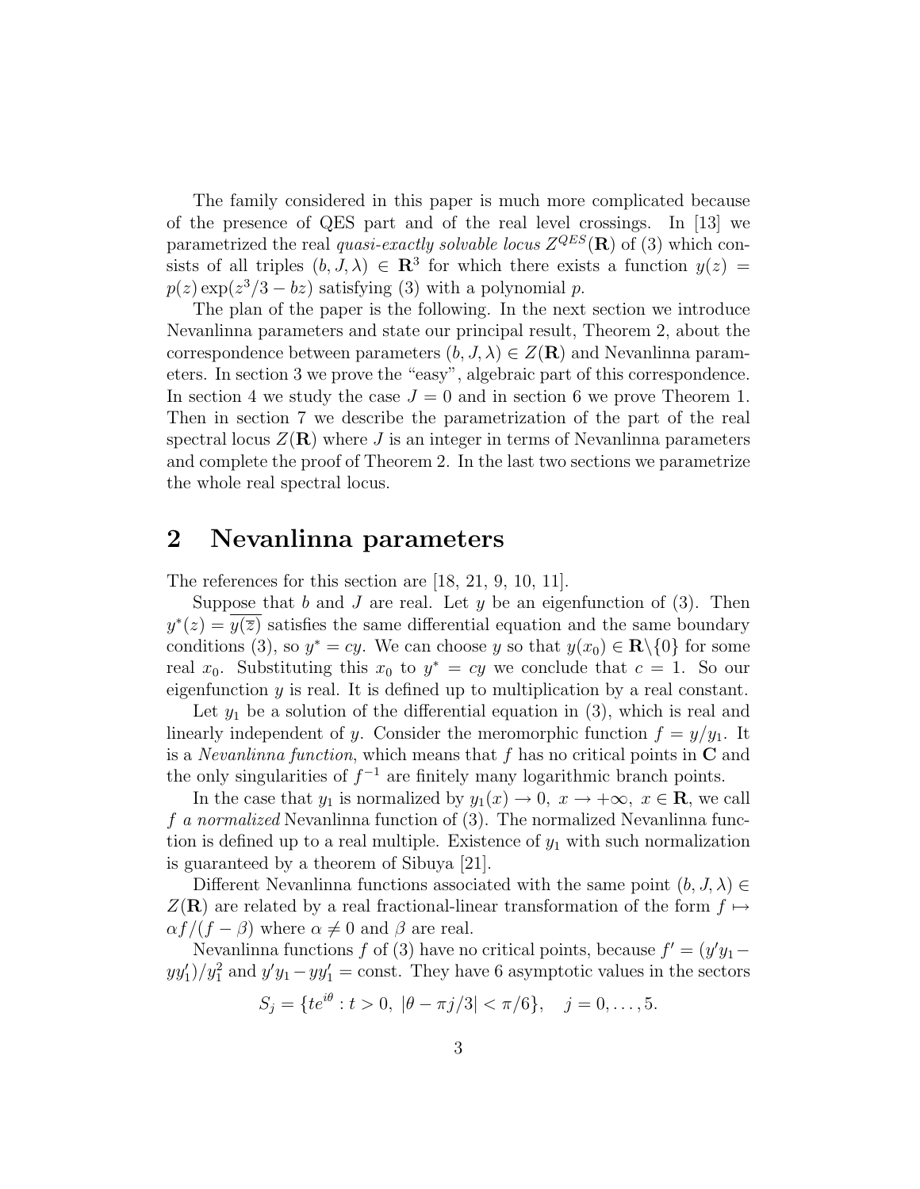The family considered in this paper is much more complicated because of the presence of QES part and of the real level crossings. In [13] we parametrized the real *quasi-exactly solvable locus* $Z^{QES}(\mathbf{R})$ of (3) which consists of all triples $(b, J, \lambda) \in \mathbf{R}^3$ for which there exists a function $y(z) = p(z)\exp(z^3/3 - bz)$ satisfying (3) with a polynomial $p$.

The plan of the paper is the following. In the next section we introduce Nevanlinna parameters and state our principal result, Theorem 2, about the correspondence between parameters $(b, J, \lambda) \in Z(\mathbf{R})$ and Nevanlinna parameters. In section 3 we prove the "easy", algebraic part of this correspondence. In section 4 we study the case $J = 0$ and in section 6 we prove Theorem 1. Then in section 7 we describe the parametrization of the part of the real spectral locus $Z(\mathbf{R})$ where $J$ is an integer in terms of Nevanlinna parameters and complete the proof of Theorem 2. In the last two sections we parametrize the whole real spectral locus.

## 2 Nevanlinna parameters

The references for this section are [18, 21, 9, 10, 11].

Suppose that $b$ and $J$ are real. Let $y$ be an eigenfunction of (3). Then $y^*(z) = \overline{y(\overline{z})}$ satisfies the same differential equation and the same boundary conditions (3), so $y^* = cy$. We can choose $y$ so that $y(x_0) \in \mathbf{R}\backslash\{0\}$ for some real $x_0$. Substituting this $x_0$ to $y^* = cy$ we conclude that $c = 1$. So our eigenfunction $y$ is real. It is defined up to multiplication by a real constant.

Let $y_1$ be a solution of the differential equation in (3), which is real and linearly independent of $y$. Consider the meromorphic function $f = y/y_1$. It is a *Nevanlinna function*, which means that $f$ has no critical points in $\mathbf{C}$ and the only singularities of $f^{-1}$ are finitely many logarithmic branch points.

In the case that $y_1$ is normalized by $y_1(x) \to 0,\ x \to +\infty,\ x \in \mathbf{R}$, we call *f a normalized* Nevanlinna function of (3). The normalized Nevanlinna function is defined up to a real multiple. Existence of $y_1$ with such normalization is guaranteed by a theorem of Sibuya [21].

Different Nevanlinna functions associated with the same point $(b, J, \lambda) \in Z(\mathbf{R})$ are related by a real fractional-linear transformation of the form $f \mapsto \alpha f/(f - \beta)$ where $\alpha \neq 0$ and $\beta$ are real.

Nevanlinna functions $f$ of (3) have no critical points, because $f' = (y'y_1 - yy_1')/y_1^2$ and $y'y_1 - yy_1' = \text{const}$. They have 6 asymptotic values in the sectors

$$S_j = \{te^{i\theta} : t > 0,\ |\theta - \pi j/3| < \pi/6\}, \quad j = 0, \ldots, 5.$$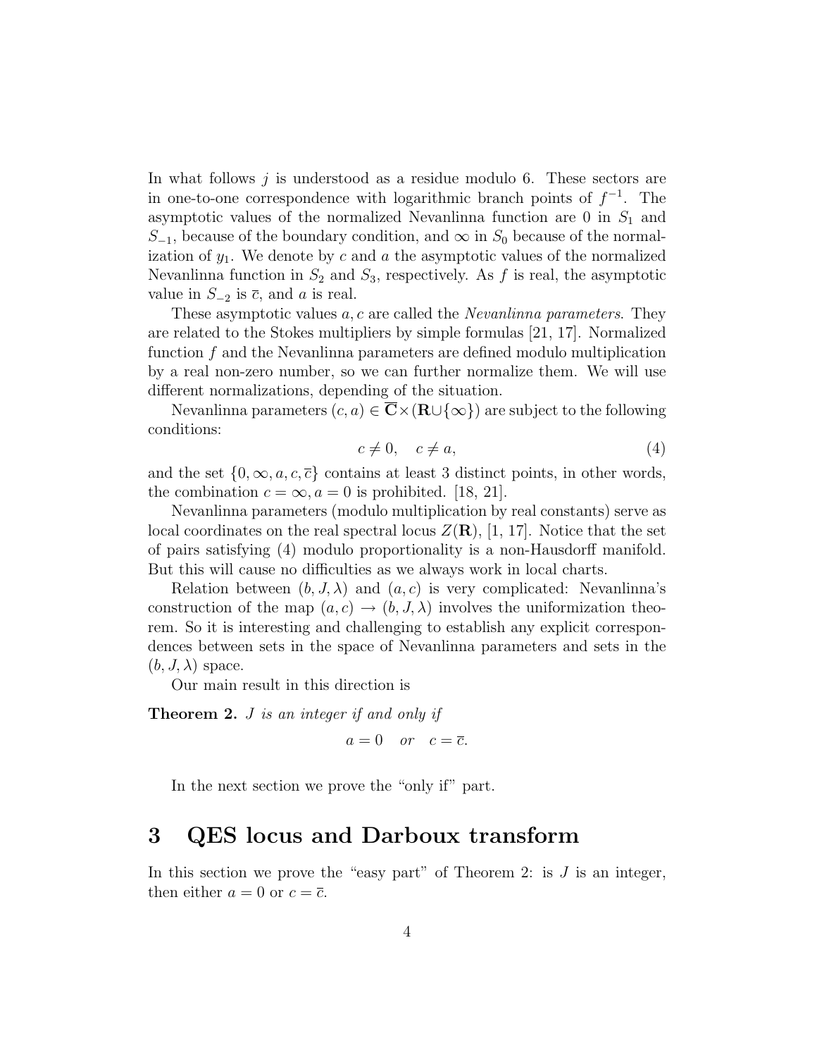In what follows $j$ is understood as a residue modulo 6. These sectors are in one-to-one correspondence with logarithmic branch points of $f^{-1}$. The asymptotic values of the normalized Nevanlinna function are 0 in $S_1$ and $S_{-1}$, because of the boundary condition, and $\infty$ in $S_0$ because of the normalization of $y_1$. We denote by $c$ and $a$ the asymptotic values of the normalized Nevanlinna function in $S_2$ and $S_3$, respectively. As $f$ is real, the asymptotic value in $S_{-2}$ is $\overline{c}$, and $a$ is real.

These asymptotic values $a, c$ are called the *Nevanlinna parameters*. They are related to the Stokes multipliers by simple formulas [21, 17]. Normalized function $f$ and the Nevanlinna parameters are defined modulo multiplication by a real non-zero number, so we can further normalize them. We will use different normalizations, depending of the situation.

Nevanlinna parameters $(c, a) \in \overline{\mathbf{C}} \times (\mathbf{R} \cup \{\infty\})$ are subject to the following conditions:

$$c \neq 0, \quad c \neq a, \tag{4}$$

and the set $\{0, \infty, a, c, \overline{c}\}$ contains at least 3 distinct points, in other words, the combination $c = \infty, a = 0$ is prohibited. [18, 21].

Nevanlinna parameters (modulo multiplication by real constants) serve as local coordinates on the real spectral locus $Z(\mathbf{R})$, [1, 17]. Notice that the set of pairs satisfying (4) modulo proportionality is a non-Hausdorff manifold. But this will cause no difficulties as we always work in local charts.

Relation between $(b, J, \lambda)$ and $(a, c)$ is very complicated: Nevanlinna's construction of the map $(a, c) \to (b, J, \lambda)$ involves the uniformization theorem. So it is interesting and challenging to establish any explicit correspondences between sets in the space of Nevanlinna parameters and sets in the $(b, J, \lambda)$ space.

Our main result in this direction is

**Theorem 2.** *$J$ is an integer if and only if*

$$a = 0 \quad or \quad c = \overline{c}.$$

In the next section we prove the "only if" part.

# 3 QES locus and Darboux transform

In this section we prove the "easy part" of Theorem 2: is $J$ is an integer, then either $a = 0$ or $c = \overline{c}$.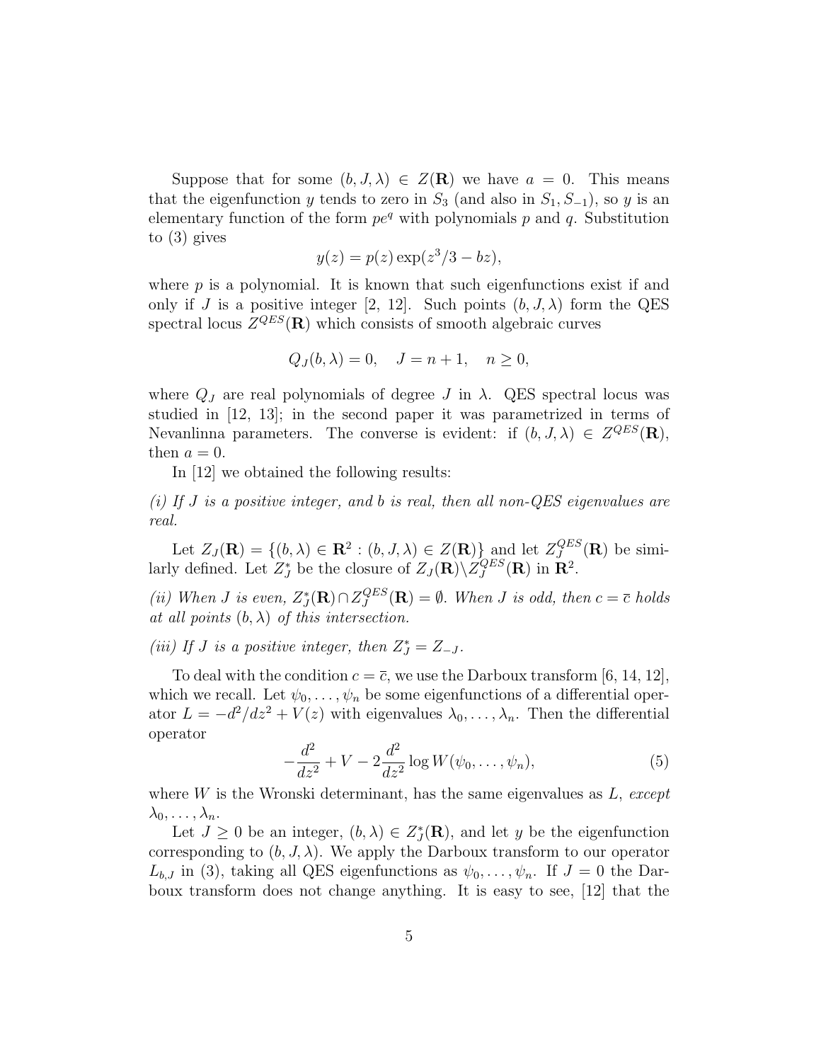Suppose that for some $(b, J, \lambda) \in Z(\mathbf{R})$ we have $a = 0$. This means that the eigenfunction $y$ tends to zero in $S_3$ (and also in $S_1, S_{-1}$), so $y$ is an elementary function of the form $pe^q$ with polynomials $p$ and $q$. Substitution to (3) gives

$$y(z) = p(z)\exp(z^3/3 - bz),$$

where $p$ is a polynomial. It is known that such eigenfunctions exist if and only if $J$ is a positive integer [2, 12]. Such points $(b, J, \lambda)$ form the QES spectral locus $Z^{QES}(\mathbf{R})$ which consists of smooth algebraic curves

$$Q_J(b, \lambda) = 0, \quad J = n + 1, \quad n \geq 0,$$

where $Q_J$ are real polynomials of degree $J$ in $\lambda$. QES spectral locus was studied in [12, 13]; in the second paper it was parametrized in terms of Nevanlinna parameters. The converse is evident: if $(b, J, \lambda) \in Z^{QES}(\mathbf{R})$, then $a = 0$.

In [12] we obtained the following results:

*(i) If $J$ is a positive integer, and $b$ is real, then all non-QES eigenvalues are real.*

Let $Z_J(\mathbf{R}) = \{(b, \lambda) \in \mathbf{R}^2 : (b, J, \lambda) \in Z(\mathbf{R})\}$ and let $Z_J^{QES}(\mathbf{R})$ be similarly defined. Let $Z_J^*$ be the closure of $Z_J(\mathbf{R}) \backslash Z_J^{QES}(\mathbf{R})$ in $\mathbf{R}^2$.

*(ii) When $J$ is even, $Z_J^*(\mathbf{R}) \cap Z_J^{QES}(\mathbf{R}) = \emptyset$. When $J$ is odd, then $c = \bar{c}$ holds at all points $(b, \lambda)$ of this intersection.*

*(iii) If $J$ is a positive integer, then $Z_J^* = Z_{-J}$.*

To deal with the condition $c = \bar{c}$, we use the Darboux transform [6, 14, 12], which we recall. Let $\psi_0, \ldots, \psi_n$ be some eigenfunctions of a differential operator $L = -d^2/dz^2 + V(z)$ with eigenvalues $\lambda_0, \ldots, \lambda_n$. Then the differential operator

$$-\frac{d^2}{dz^2} + V - 2\frac{d^2}{dz^2}\log W(\psi_0, \ldots, \psi_n), \tag{5}$$

where $W$ is the Wronski determinant, has the same eigenvalues as $L$, *except* $\lambda_0, \ldots, \lambda_n$.

Let $J \geq 0$ be an integer, $(b, \lambda) \in Z_J^*(\mathbf{R})$, and let $y$ be the eigenfunction corresponding to $(b, J, \lambda)$. We apply the Darboux transform to our operator $L_{b,J}$ in (3), taking all QES eigenfunctions as $\psi_0, \ldots, \psi_n$. If $J = 0$ the Darboux transform does not change anything. It is easy to see, [12] that the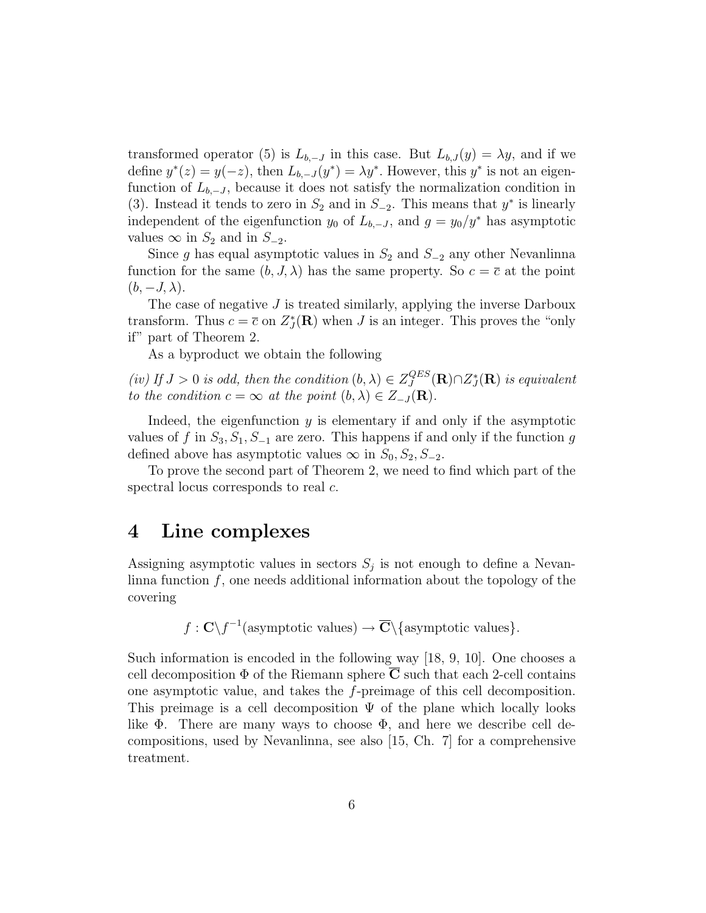transformed operator (5) is $L_{b,-J}$ in this case. But $L_{b,J}(y) = \lambda y$, and if we define $y^*(z) = y(-z)$, then $L_{b,-J}(y^*) = \lambda y^*$. However, this $y^*$ is not an eigenfunction of $L_{b,-J}$, because it does not satisfy the normalization condition in (3). Instead it tends to zero in $S_2$ and in $S_{-2}$. This means that $y^*$ is linearly independent of the eigenfunction $y_0$ of $L_{b,-J}$, and $g = y_0/y^*$ has asymptotic values $\infty$ in $S_2$ and in $S_{-2}$.

Since $g$ has equal asymptotic values in $S_2$ and $S_{-2}$ any other Nevanlinna function for the same $(b, J, \lambda)$ has the same property. So $c = \overline{c}$ at the point $(b, -J, \lambda)$.

The case of negative $J$ is treated similarly, applying the inverse Darboux transform. Thus $c = \overline{c}$ on $Z_J^*(\mathbf{R})$ when $J$ is an integer. This proves the "only if" part of Theorem 2.

As a byproduct we obtain the following

*(iv) If $J > 0$ is odd, then the condition $(b, \lambda) \in Z_J^{QES}(\mathbf{R}) \cap Z_J^*(\mathbf{R})$ is equivalent to the condition $c = \infty$ at the point $(b, \lambda) \in Z_{-J}(\mathbf{R})$.*

Indeed, the eigenfunction $y$ is elementary if and only if the asymptotic values of $f$ in $S_3, S_1, S_{-1}$ are zero. This happens if and only if the function $g$ defined above has asymptotic values $\infty$ in $S_0, S_2, S_{-2}$.

To prove the second part of Theorem 2, we need to find which part of the spectral locus corresponds to real $c$.

## 4 Line complexes

Assigning asymptotic values in sectors $S_j$ is not enough to define a Nevanlinna function $f$, one needs additional information about the topology of the covering

$$f : \mathbf{C} \backslash f^{-1}(\text{asymptotic values}) \to \overline{\mathbf{C}} \backslash \{\text{asymptotic values}\}.$$

Such information is encoded in the following way [18, 9, 10]. One chooses a cell decomposition $\Phi$ of the Riemann sphere $\overline{\mathbf{C}}$ such that each 2-cell contains one asymptotic value, and takes the $f$-preimage of this cell decomposition. This preimage is a cell decomposition $\Psi$ of the plane which locally looks like $\Phi$. There are many ways to choose $\Phi$, and here we describe cell decompositions, used by Nevanlinna, see also [15, Ch. 7] for a comprehensive treatment.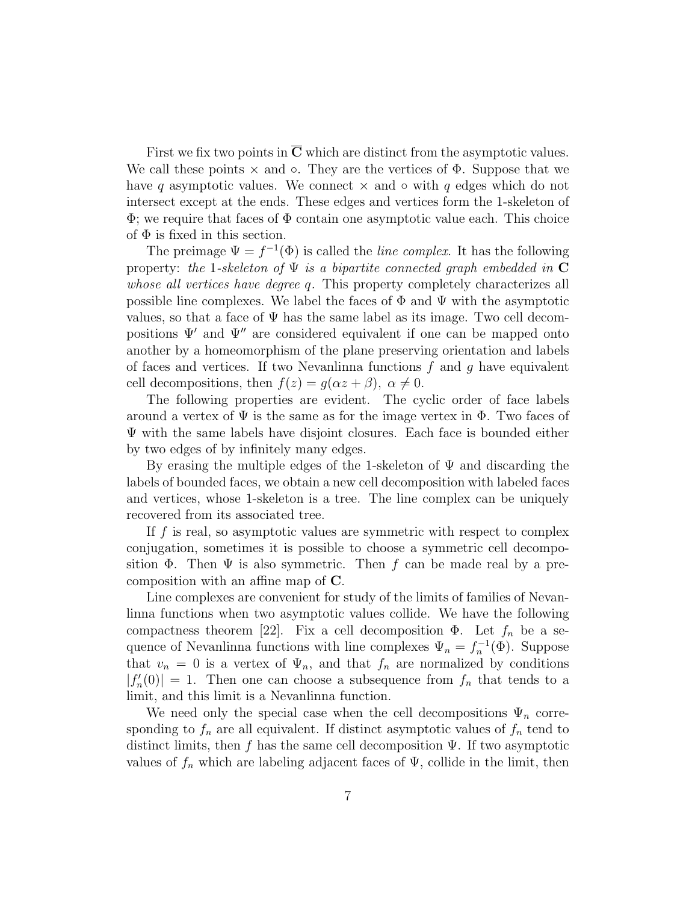First we fix two points in $\overline{\mathbf{C}}$ which are distinct from the asymptotic values. We call these points $\times$ and $\circ$. They are the vertices of $\Phi$. Suppose that we have $q$ asymptotic values. We connect $\times$ and $\circ$ with $q$ edges which do not intersect except at the ends. These edges and vertices form the 1-skeleton of $\Phi$; we require that faces of $\Phi$ contain one asymptotic value each. This choice of $\Phi$ is fixed in this section.

The preimage $\Psi = f^{-1}(\Phi)$ is called the *line complex*. It has the following property: *the* 1*-skeleton of* $\Psi$ *is a bipartite connected graph embedded in* $\mathbf{C}$ *whose all vertices have degree* $q$. This property completely characterizes all possible line complexes. We label the faces of $\Phi$ and $\Psi$ with the asymptotic values, so that a face of $\Psi$ has the same label as its image. Two cell decompositions $\Psi'$ and $\Psi''$ are considered equivalent if one can be mapped onto another by a homeomorphism of the plane preserving orientation and labels of faces and vertices. If two Nevanlinna functions $f$ and $g$ have equivalent cell decompositions, then $f(z) = g(\alpha z + \beta),\ \alpha \neq 0$.

The following properties are evident. The cyclic order of face labels around a vertex of $\Psi$ is the same as for the image vertex in $\Phi$. Two faces of $\Psi$ with the same labels have disjoint closures. Each face is bounded either by two edges of by infinitely many edges.

By erasing the multiple edges of the 1-skeleton of $\Psi$ and discarding the labels of bounded faces, we obtain a new cell decomposition with labeled faces and vertices, whose 1-skeleton is a tree. The line complex can be uniquely recovered from its associated tree.

If $f$ is real, so asymptotic values are symmetric with respect to complex conjugation, sometimes it is possible to choose a symmetric cell decomposition $\Phi$. Then $\Psi$ is also symmetric. Then $f$ can be made real by a precomposition with an affine map of $\mathbf{C}$.

Line complexes are convenient for study of the limits of families of Nevanlinna functions when two asymptotic values collide. We have the following compactness theorem [22]. Fix a cell decomposition $\Phi$. Let $f_n$ be a sequence of Nevanlinna functions with line complexes $\Psi_n = f_n^{-1}(\Phi)$. Suppose that $v_n = 0$ is a vertex of $\Psi_n$, and that $f_n$ are normalized by conditions $|f_n'(0)| = 1$. Then one can choose a subsequence from $f_n$ that tends to a limit, and this limit is a Nevanlinna function.

We need only the special case when the cell decompositions $\Psi_n$ corresponding to $f_n$ are all equivalent. If distinct asymptotic values of $f_n$ tend to distinct limits, then $f$ has the same cell decomposition $\Psi$. If two asymptotic values of $f_n$ which are labeling adjacent faces of $\Psi$, collide in the limit, then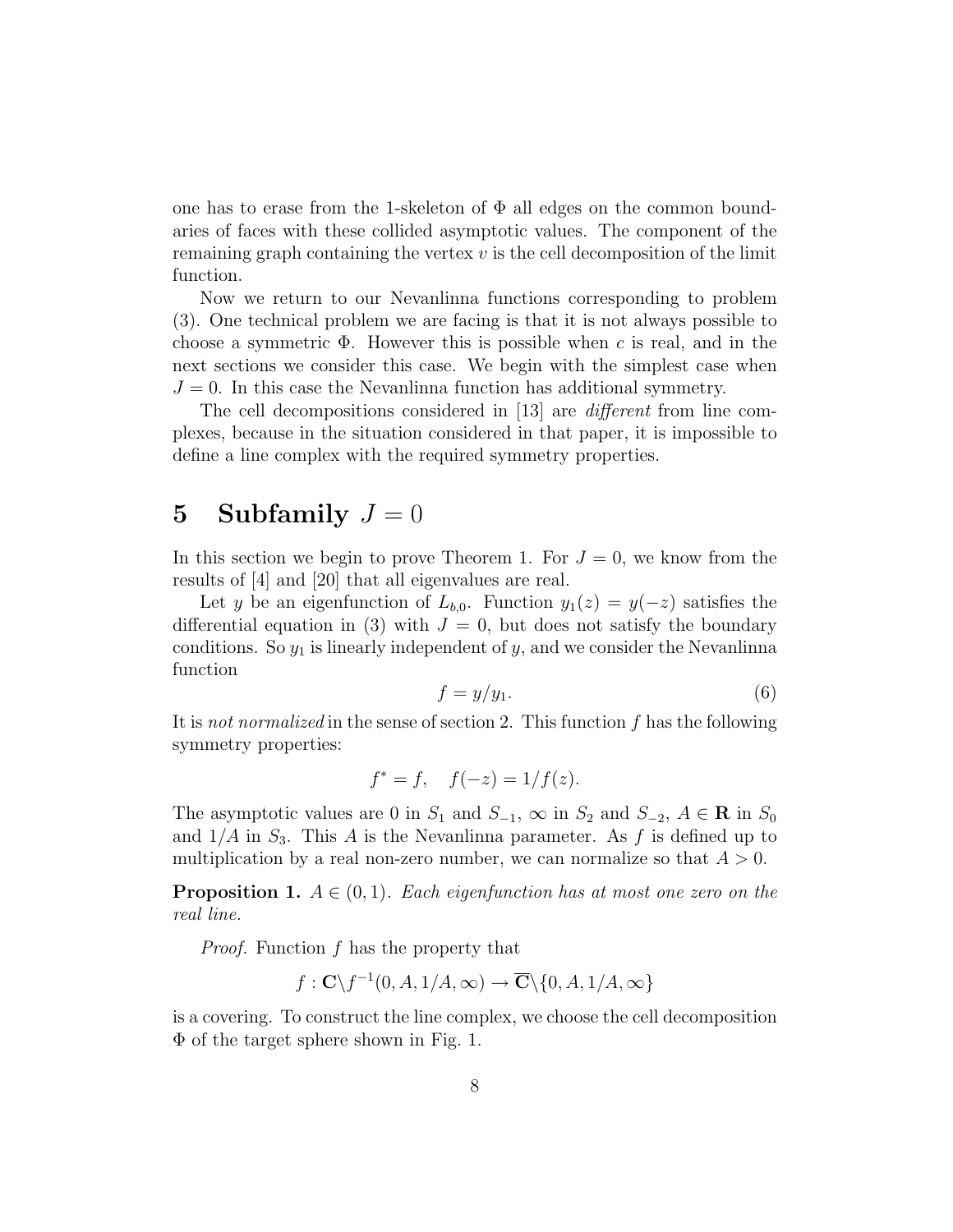one has to erase from the 1-skeleton of $\Phi$ all edges on the common boundaries of faces with these collided asymptotic values. The component of the remaining graph containing the vertex $v$ is the cell decomposition of the limit function.

Now we return to our Nevanlinna functions corresponding to problem (3). One technical problem we are facing is that it is not always possible to choose a symmetric $\Phi$. However this is possible when $c$ is real, and in the next sections we consider this case. We begin with the simplest case when $J = 0$. In this case the Nevanlinna function has additional symmetry.

The cell decompositions considered in [13] are *different* from line complexes, because in the situation considered in that paper, it is impossible to define a line complex with the required symmetry properties.

# 5 Subfamily $J = 0$

In this section we begin to prove Theorem 1. For $J = 0$, we know from the results of [4] and [20] that all eigenvalues are real.

Let $y$ be an eigenfunction of $L_{b,0}$. Function $y_1(z) = y(-z)$ satisfies the differential equation in (3) with $J = 0$, but does not satisfy the boundary conditions. So $y_1$ is linearly independent of $y$, and we consider the Nevanlinna function

$$f = y/y_1. \tag{6}$$

It is *not normalized* in the sense of section 2. This function $f$ has the following symmetry properties:

$$f^* = f, \quad f(-z) = 1/f(z).$$

The asymptotic values are 0 in $S_1$ and $S_{-1}$, $\infty$ in $S_2$ and $S_{-2}$, $A \in \mathbf{R}$ in $S_0$ and $1/A$ in $S_3$. This $A$ is the Nevanlinna parameter. As $f$ is defined up to multiplication by a real non-zero number, we can normalize so that $A > 0$.

**Proposition 1.** $A \in (0, 1)$. *Each eigenfunction has at most one zero on the real line.*

*Proof.* Function $f$ has the property that

$$f : \mathbf{C}\backslash f^{-1}(0, A, 1/A, \infty) \to \overline{\mathbf{C}}\backslash\{0, A, 1/A, \infty\}$$

is a covering. To construct the line complex, we choose the cell decomposition $\Phi$ of the target sphere shown in Fig. 1.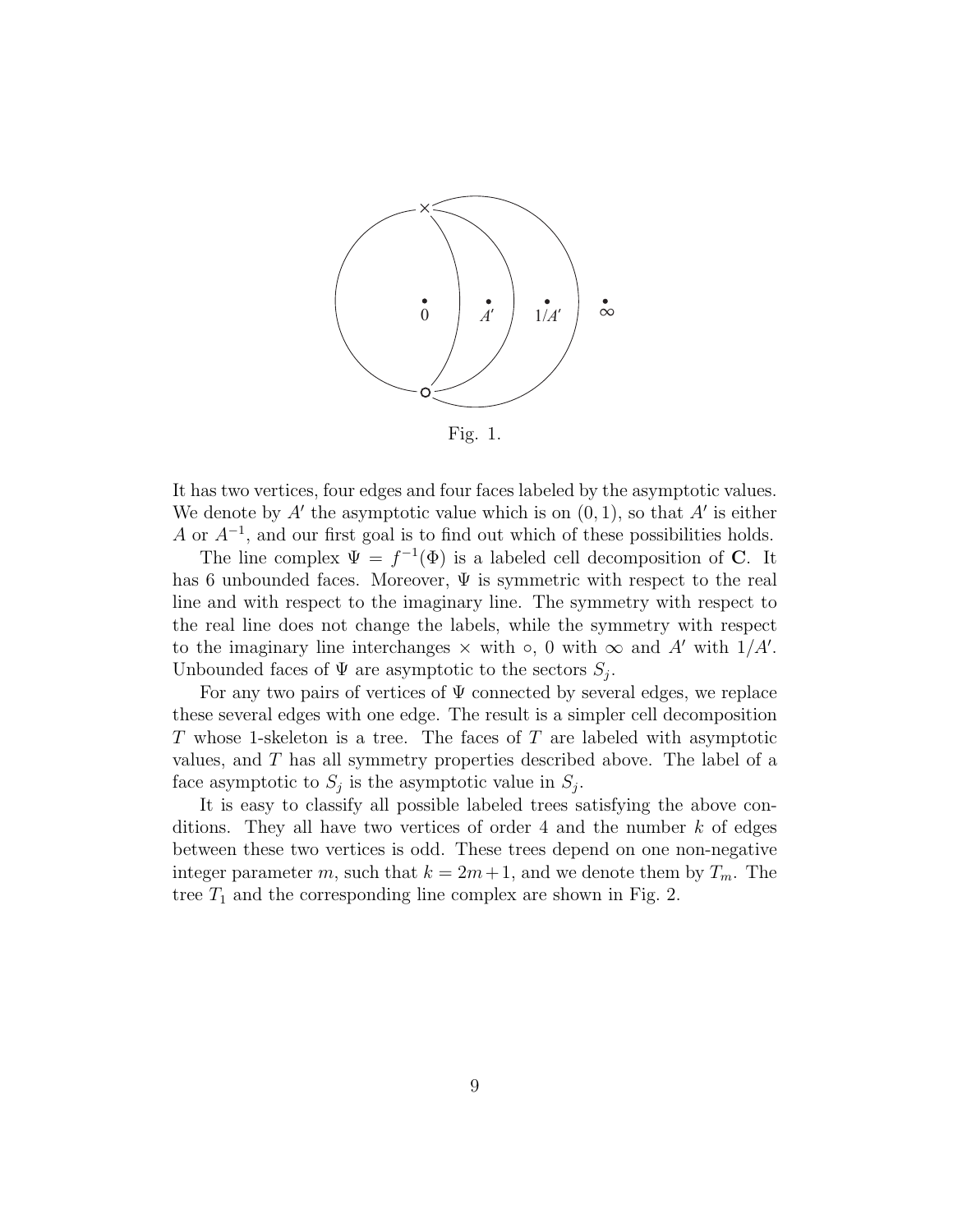Fig. 1.

It has two vertices, four edges and four faces labeled by the asymptotic values. We denote by $A'$ the asymptotic value which is on $(0,1)$, so that $A'$ is either $A$ or $A^{-1}$, and our first goal is to find out which of these possibilities holds.

The line complex $\Psi = f^{-1}(\Phi)$ is a labeled cell decomposition of $\mathbf{C}$. It has 6 unbounded faces. Moreover, $\Psi$ is symmetric with respect to the real line and with respect to the imaginary line. The symmetry with respect to the real line does not change the labels, while the symmetry with respect to the imaginary line interchanges $\times$ with $\circ$, 0 with $\infty$ and $A'$ with $1/A'$. Unbounded faces of $\Psi$ are asymptotic to the sectors $S_j$.

For any two pairs of vertices of $\Psi$ connected by several edges, we replace these several edges with one edge. The result is a simpler cell decomposition $T$ whose 1-skeleton is a tree. The faces of $T$ are labeled with asymptotic values, and $T$ has all symmetry properties described above. The label of a face asymptotic to $S_j$ is the asymptotic value in $S_j$.

It is easy to classify all possible labeled trees satisfying the above conditions. They all have two vertices of order 4 and the number $k$ of edges between these two vertices is odd. These trees depend on one non-negative integer parameter $m$, such that $k = 2m+1$, and we denote them by $T_m$. The tree $T_1$ and the corresponding line complex are shown in Fig. 2.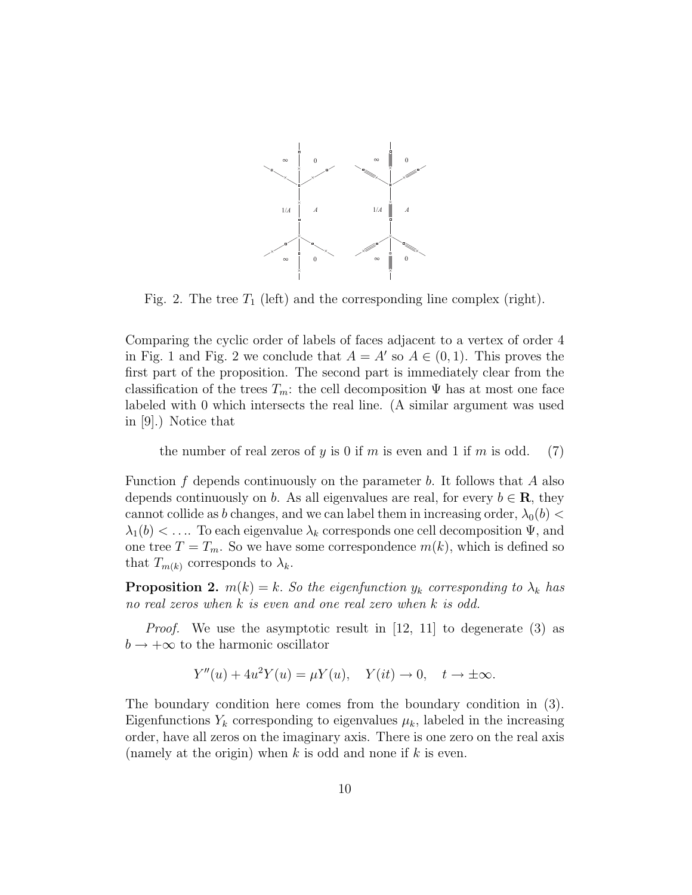Fig. 2. The tree $T_1$ (left) and the corresponding line complex (right).

Comparing the cyclic order of labels of faces adjacent to a vertex of order 4 in Fig. 1 and Fig. 2 we conclude that $A = A'$ so $A \in (0, 1)$. This proves the first part of the proposition. The second part is immediately clear from the classification of the trees $T_m$: the cell decomposition $\Psi$ has at most one face labeled with 0 which intersects the real line. (A similar argument was used in [9].) Notice that

$$\text{the number of real zeros of } y \text{ is 0 if } m \text{ is even and 1 if } m \text{ is odd.} \qquad (7)$$

Function $f$ depends continuously on the parameter $b$. It follows that $A$ also depends continuously on $b$. As all eigenvalues are real, for every $b \in \mathbf{R}$, they cannot collide as $b$ changes, and we can label them in increasing order, $\lambda_0(b) < \lambda_1(b) < \ldots$. To each eigenvalue $\lambda_k$ corresponds one cell decomposition $\Psi$, and one tree $T = T_m$. So we have some correspondence $m(k)$, which is defined so that $T_{m(k)}$ corresponds to $\lambda_k$.

**Proposition 2.** *$m(k) = k$. So the eigenfunction $y_k$ corresponding to $\lambda_k$ has no real zeros when $k$ is even and one real zero when $k$ is odd.*

*Proof.* We use the asymptotic result in [12, 11] to degenerate (3) as $b \to +\infty$ to the harmonic oscillator

$$Y''(u) + 4u^2 Y(u) = \mu Y(u), \quad Y(it) \to 0, \quad t \to \pm\infty.$$

The boundary condition here comes from the boundary condition in (3). Eigenfunctions $Y_k$ corresponding to eigenvalues $\mu_k$, labeled in the increasing order, have all zeros on the imaginary axis. There is one zero on the real axis (namely at the origin) when $k$ is odd and none if $k$ is even.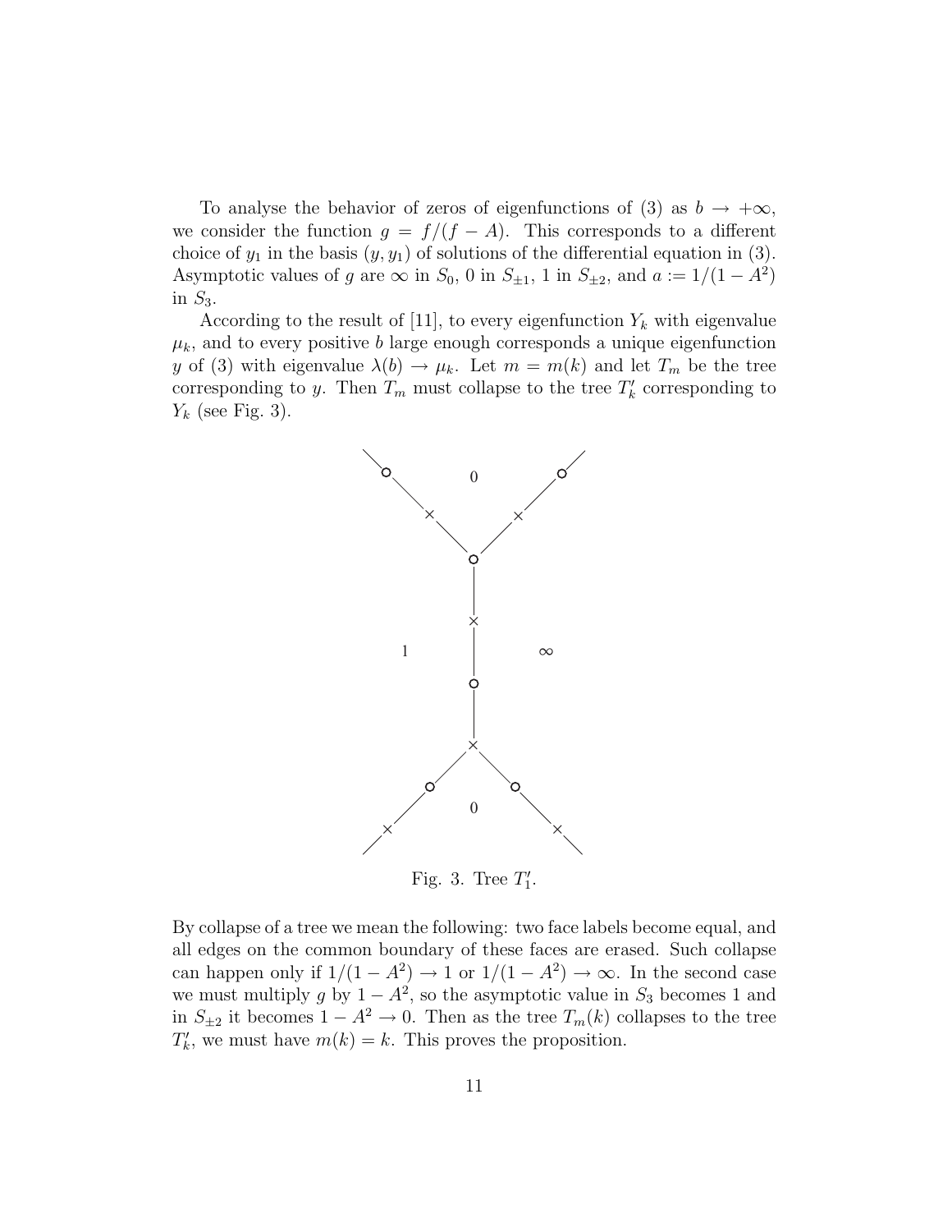To analyse the behavior of zeros of eigenfunctions of (3) as $b \to +\infty$, we consider the function $g = f/(f - A)$. This corresponds to a different choice of $y_1$ in the basis $(y, y_1)$ of solutions of the differential equation in (3). Asymptotic values of $g$ are $\infty$ in $S_0$, 0 in $S_{\pm 1}$, 1 in $S_{\pm 2}$, and $a := 1/(1 - A^2)$ in $S_3$.

According to the result of [11], to every eigenfunction $Y_k$ with eigenvalue $\mu_k$, and to every positive $b$ large enough corresponds a unique eigenfunction $y$ of (3) with eigenvalue $\lambda(b) \to \mu_k$. Let $m = m(k)$ and let $T_m$ be the tree corresponding to $y$. Then $T_m$ must collapse to the tree $T'_k$ corresponding to $Y_k$ (see Fig. 3).

Fig. 3. Tree $T'_1$.

By collapse of a tree we mean the following: two face labels become equal, and all edges on the common boundary of these faces are erased. Such collapse can happen only if $1/(1 - A^2) \to 1$ or $1/(1 - A^2) \to \infty$. In the second case we must multiply $g$ by $1 - A^2$, so the asymptotic value in $S_3$ becomes 1 and in $S_{\pm 2}$ it becomes $1 - A^2 \to 0$. Then as the tree $T_m(k)$ collapses to the tree $T'_k$, we must have $m(k) = k$. This proves the proposition.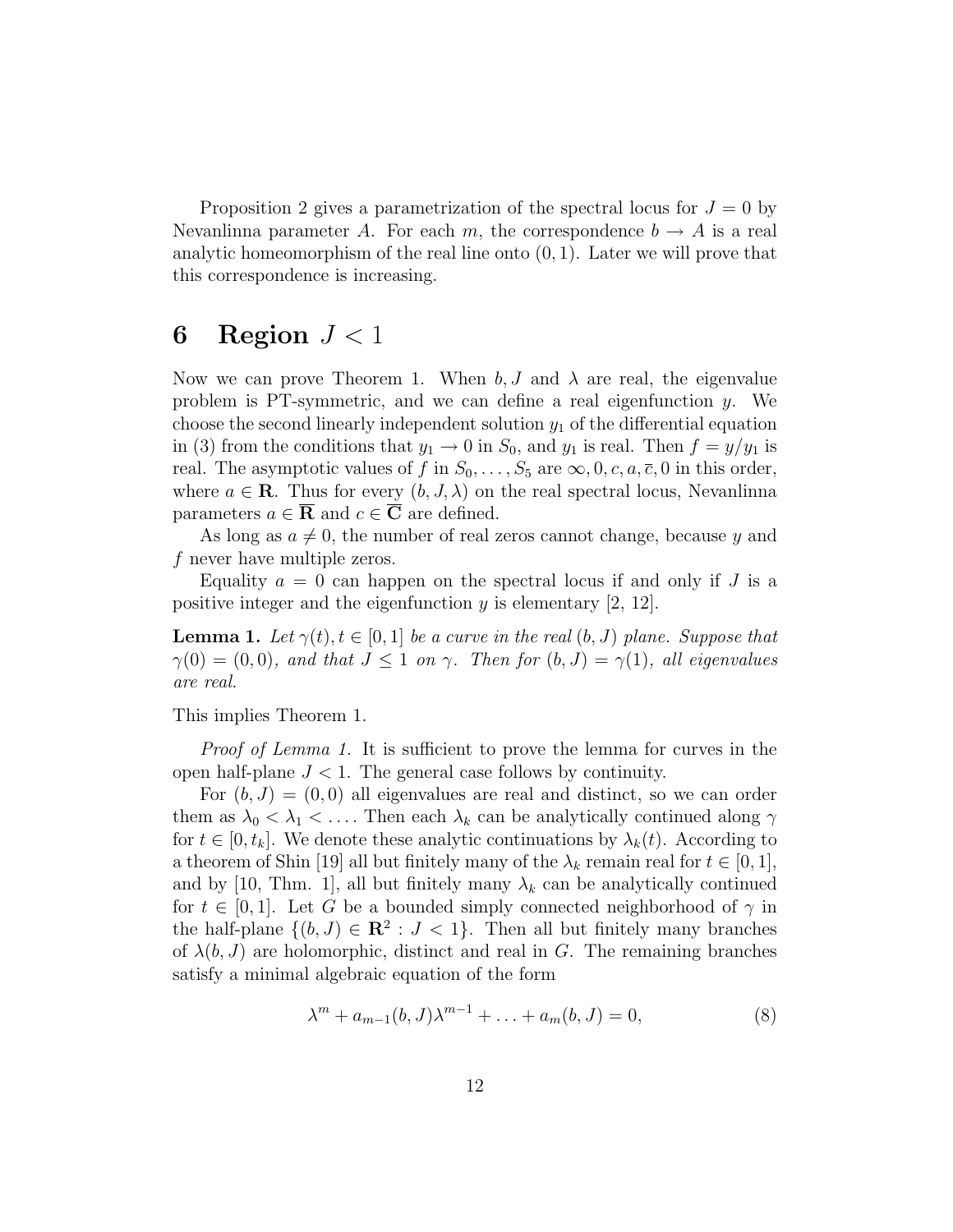Proposition 2 gives a parametrization of the spectral locus for $J = 0$ by Nevanlinna parameter $A$. For each $m$, the correspondence $b \to A$ is a real analytic homeomorphism of the real line onto $(0, 1)$. Later we will prove that this correspondence is increasing.

# 6 Region $J < 1$

Now we can prove Theorem 1. When $b, J$ and $\lambda$ are real, the eigenvalue problem is PT-symmetric, and we can define a real eigenfunction $y$. We choose the second linearly independent solution $y_1$ of the differential equation in (3) from the conditions that $y_1 \to 0$ in $S_0$, and $y_1$ is real. Then $f = y/y_1$ is real. The asymptotic values of $f$ in $S_0, \ldots, S_5$ are $\infty, 0, c, a, \overline{c}, 0$ in this order, where $a \in \mathbf{R}$. Thus for every $(b, J, \lambda)$ on the real spectral locus, Nevanlinna parameters $a \in \overline{\mathbf{R}}$ and $c \in \overline{\mathbf{C}}$ are defined.

As long as $a \neq 0$, the number of real zeros cannot change, because $y$ and $f$ never have multiple zeros.

Equality $a = 0$ can happen on the spectral locus if and only if $J$ is a positive integer and the eigenfunction $y$ is elementary [2, 12].

**Lemma 1.** *Let $\gamma(t), t \in [0, 1]$ be a curve in the real $(b, J)$ plane. Suppose that $\gamma(0) = (0, 0)$, and that $J \leq 1$ on $\gamma$. Then for $(b, J) = \gamma(1)$, all eigenvalues are real.*

This implies Theorem 1.

*Proof of Lemma 1.* It is sufficient to prove the lemma for curves in the open half-plane $J < 1$. The general case follows by continuity.

For $(b, J) = (0, 0)$ all eigenvalues are real and distinct, so we can order them as $\lambda_0 < \lambda_1 < \ldots$. Then each $\lambda_k$ can be analytically continued along $\gamma$ for $t \in [0, t_k]$. We denote these analytic continuations by $\lambda_k(t)$. According to a theorem of Shin [19] all but finitely many of the $\lambda_k$ remain real for $t \in [0, 1]$, and by [10, Thm. 1], all but finitely many $\lambda_k$ can be analytically continued for $t \in [0, 1]$. Let $G$ be a bounded simply connected neighborhood of $\gamma$ in the half-plane $\{(b, J) \in \mathbf{R}^2 : J < 1\}$. Then all but finitely many branches of $\lambda(b, J)$ are holomorphic, distinct and real in $G$. The remaining branches satisfy a minimal algebraic equation of the form

$$\lambda^m + a_{m-1}(b, J)\lambda^{m-1} + \ldots + a_m(b, J) = 0, \tag{8}$$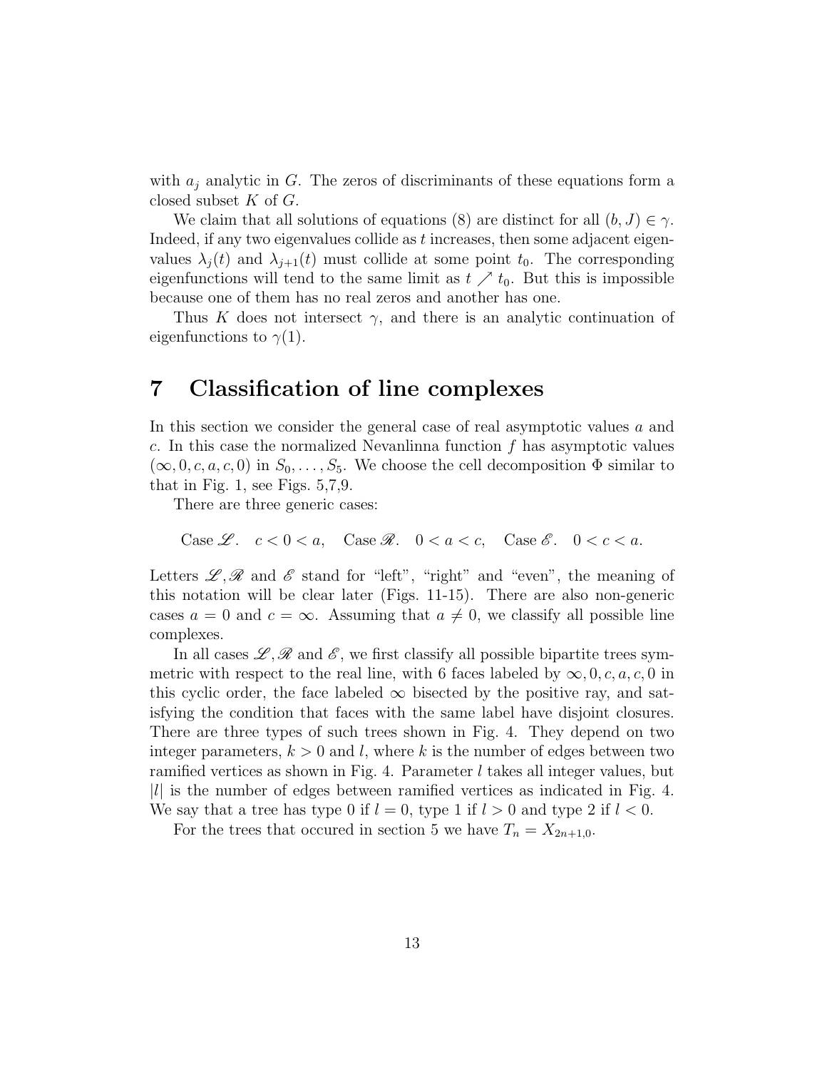with $a_j$ analytic in $G$. The zeros of discriminants of these equations form a closed subset $K$ of $G$.

We claim that all solutions of equations (8) are distinct for all $(b, J) \in \gamma$. Indeed, if any two eigenvalues collide as $t$ increases, then some adjacent eigenvalues $\lambda_j(t)$ and $\lambda_{j+1}(t)$ must collide at some point $t_0$. The corresponding eigenfunctions will tend to the same limit as $t \nearrow t_0$. But this is impossible because one of them has no real zeros and another has one.

Thus $K$ does not intersect $\gamma$, and there is an analytic continuation of eigenfunctions to $\gamma(1)$.

# 7 Classification of line complexes

In this section we consider the general case of real asymptotic values $a$ and $c$. In this case the normalized Nevanlinna function $f$ has asymptotic values $(\infty, 0, c, a, c, 0)$ in $S_0, \ldots, S_5$. We choose the cell decomposition $\Phi$ similar to that in Fig. 1, see Figs. 5,7,9.

There are three generic cases:

$$\text{Case } \mathscr{L}. \quad c < 0 < a, \quad \text{Case } \mathscr{R}. \quad 0 < a < c, \quad \text{Case } \mathscr{E}. \quad 0 < c < a.$$

Letters $\mathscr{L}, \mathscr{R}$ and $\mathscr{E}$ stand for "left", "right" and "even", the meaning of this notation will be clear later (Figs. 11-15). There are also non-generic cases $a = 0$ and $c = \infty$. Assuming that $a \neq 0$, we classify all possible line complexes.

In all cases $\mathscr{L}, \mathscr{R}$ and $\mathscr{E}$, we first classify all possible bipartite trees symmetric with respect to the real line, with 6 faces labeled by $\infty, 0, c, a, c, 0$ in this cyclic order, the face labeled $\infty$ bisected by the positive ray, and satisfying the condition that faces with the same label have disjoint closures. There are three types of such trees shown in Fig. 4. They depend on two integer parameters, $k > 0$ and $l$, where $k$ is the number of edges between two ramified vertices as shown in Fig. 4. Parameter $l$ takes all integer values, but $|l|$ is the number of edges between ramified vertices as indicated in Fig. 4. We say that a tree has type 0 if $l = 0$, type 1 if $l > 0$ and type 2 if $l < 0$.

For the trees that occured in section 5 we have $T_n = X_{2n+1,0}$.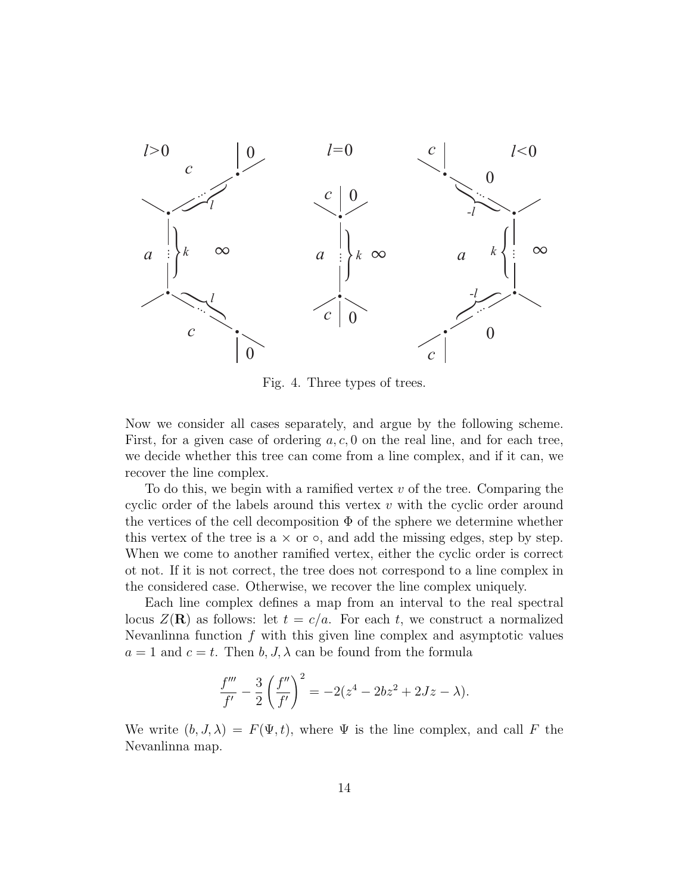Fig. 4. Three types of trees.

Now we consider all cases separately, and argue by the following scheme. First, for a given case of ordering $a, c, 0$ on the real line, and for each tree, we decide whether this tree can come from a line complex, and if it can, we recover the line complex.

To do this, we begin with a ramified vertex $v$ of the tree. Comparing the cyclic order of the labels around this vertex $v$ with the cyclic order around the vertices of the cell decomposition $\Phi$ of the sphere we determine whether this vertex of the tree is a $\times$ or $\circ$, and add the missing edges, step by step. When we come to another ramified vertex, either the cyclic order is correct ot not. If it is not correct, the tree does not correspond to a line complex in the considered case. Otherwise, we recover the line complex uniquely.

Each line complex defines a map from an interval to the real spectral locus $Z(\mathbf{R})$ as follows: let $t = c/a$. For each $t$, we construct a normalized Nevanlinna function $f$ with this given line complex and asymptotic values $a = 1$ and $c = t$. Then $b, J, \lambda$ can be found from the formula

$$\frac{f'''}{f'} - \frac{3}{2}\left(\frac{f''}{f'}\right)^2 = -2(z^4 - 2bz^2 + 2Jz - \lambda).$$

We write $(b, J, \lambda) = F(\Psi, t)$, where $\Psi$ is the line complex, and call $F$ the Nevanlinna map.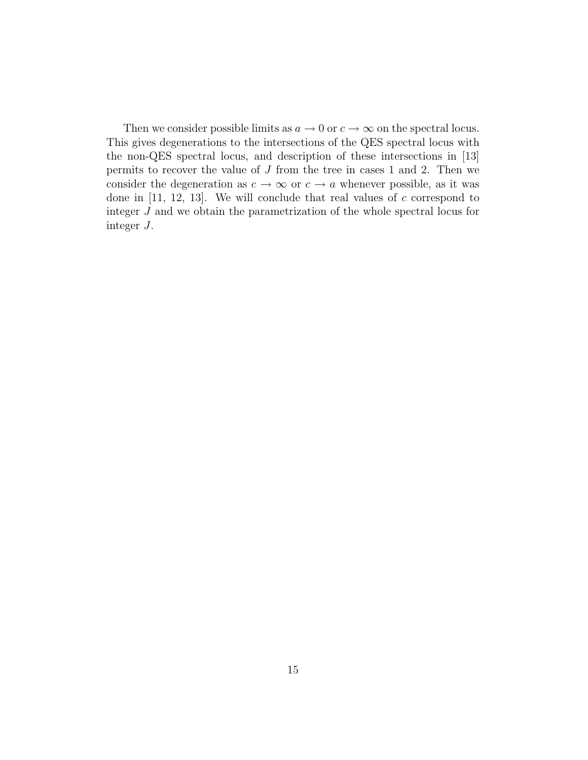Then we consider possible limits as $a \to 0$ or $c \to \infty$ on the spectral locus. This gives degenerations to the intersections of the QES spectral locus with the non-QES spectral locus, and description of these intersections in [13] permits to recover the value of $J$ from the tree in cases 1 and 2. Then we consider the degeneration as $c \to \infty$ or $c \to a$ whenever possible, as it was done in [11, 12, 13]. We will conclude that real values of $c$ correspond to integer $J$ and we obtain the parametrization of the whole spectral locus for integer $J$.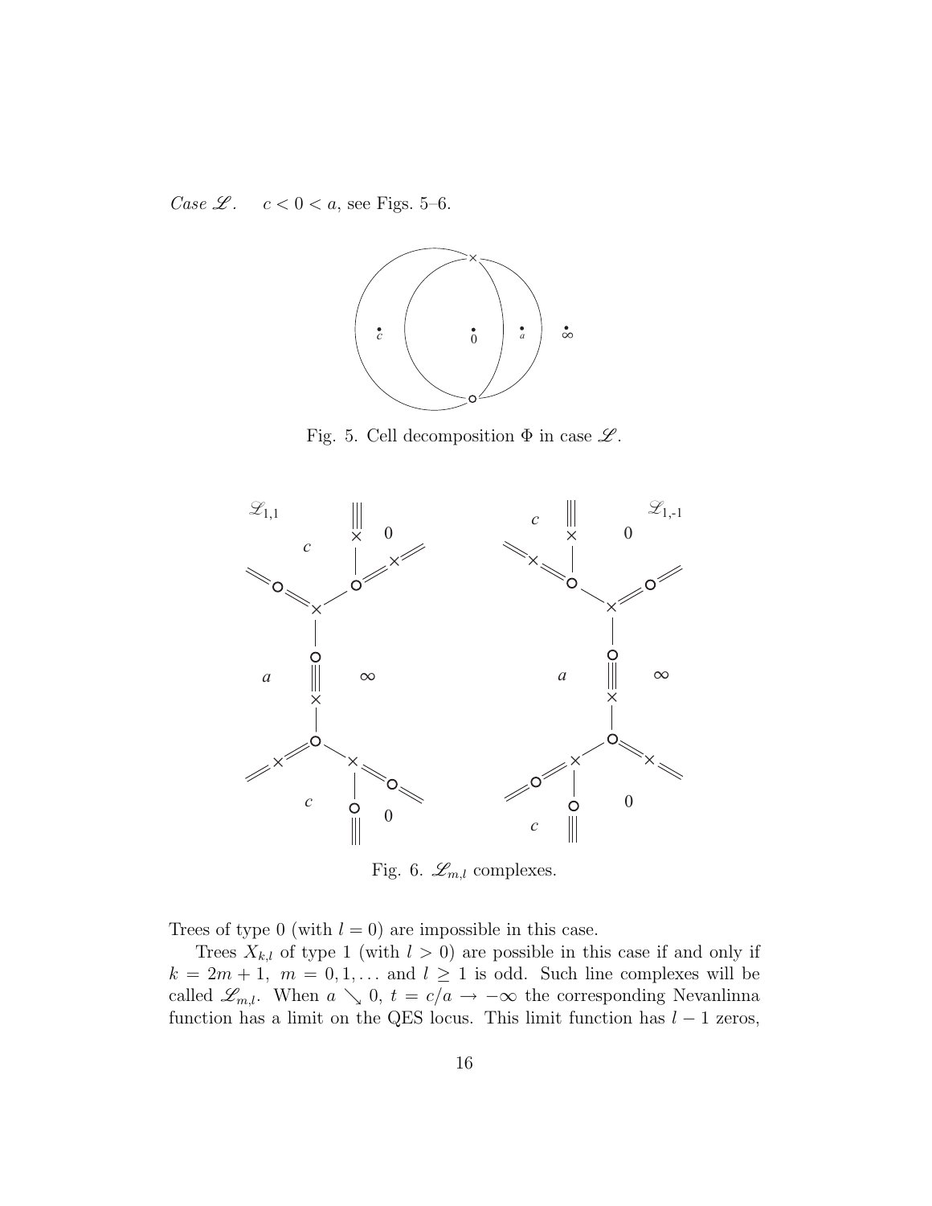*Case $\mathscr{L}$.* $c < 0 < a$, see Figs. 5–6.

Fig. 5. Cell decomposition $\Phi$ in case $\mathscr{L}$.

Fig. 6. $\mathscr{L}_{m,l}$ complexes.

Trees of type 0 (with $l = 0$) are impossible in this case.

Trees $X_{k,l}$ of type 1 (with $l > 0$) are possible in this case if and only if $k = 2m + 1,\ m = 0, 1, \dots$ and $l \geq 1$ is odd. Such line complexes will be called $\mathscr{L}_{m,l}$. When $a \searrow 0$, $t = c/a \to -\infty$ the corresponding Nevanlinna function has a limit on the QES locus. This limit function has $l - 1$ zeros,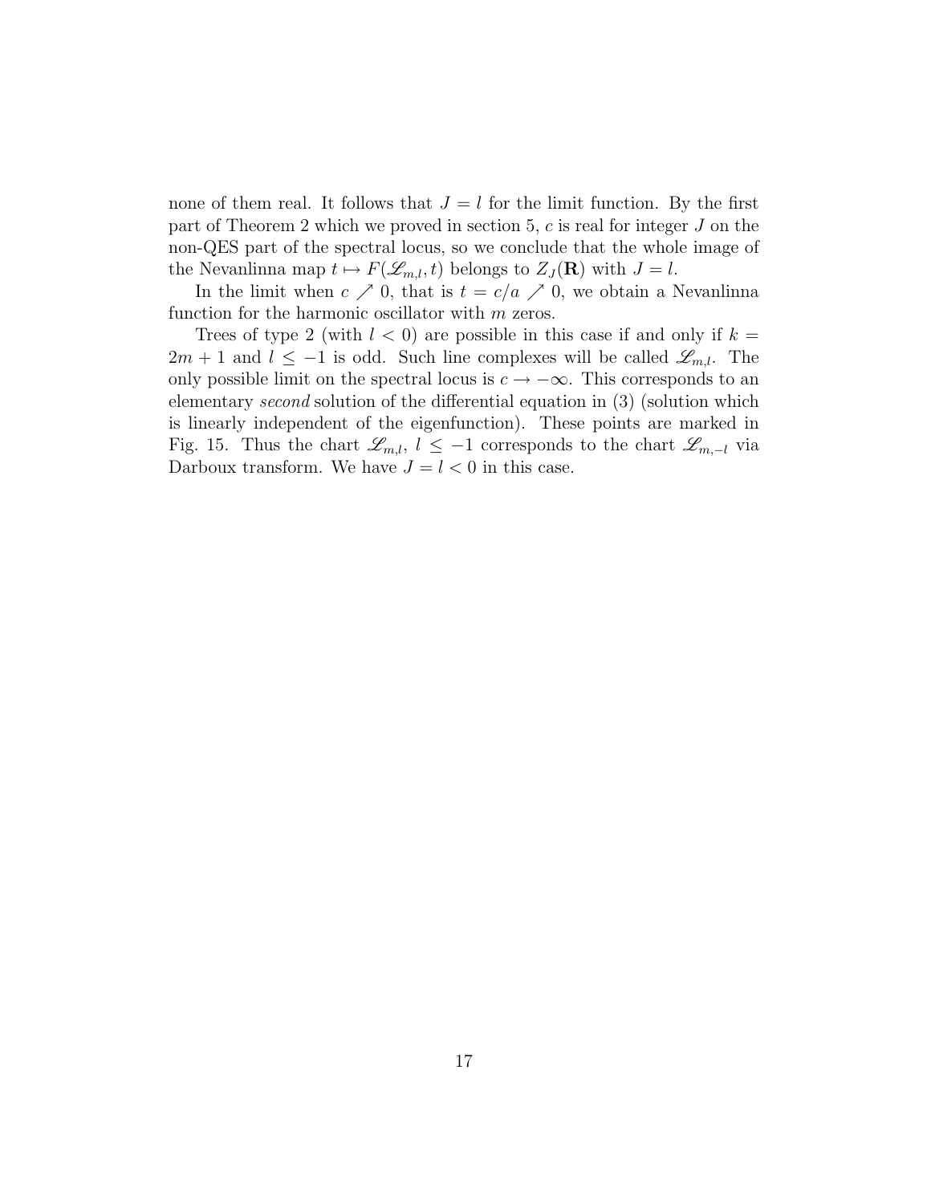none of them real. It follows that $J = l$ for the limit function. By the first part of Theorem 2 which we proved in section 5, $c$ is real for integer $J$ on the non-QES part of the spectral locus, so we conclude that the whole image of the Nevanlinna map $t \mapsto F(\mathscr{L}_{m,l}, t)$ belongs to $Z_J(\mathbf{R})$ with $J = l$.

In the limit when $c \nearrow 0$, that is $t = c/a \nearrow 0$, we obtain a Nevanlinna function for the harmonic oscillator with $m$ zeros.

Trees of type 2 (with $l < 0$) are possible in this case if and only if $k = 2m + 1$ and $l \leq -1$ is odd. Such line complexes will be called $\mathscr{L}_{m,l}$. The only possible limit on the spectral locus is $c \to -\infty$. This corresponds to an elementary *second* solution of the differential equation in (3) (solution which is linearly independent of the eigenfunction). These points are marked in Fig. 15. Thus the chart $\mathscr{L}_{m,l}$, $l \leq -1$ corresponds to the chart $\mathscr{L}_{m,-l}$ via Darboux transform. We have $J = l < 0$ in this case.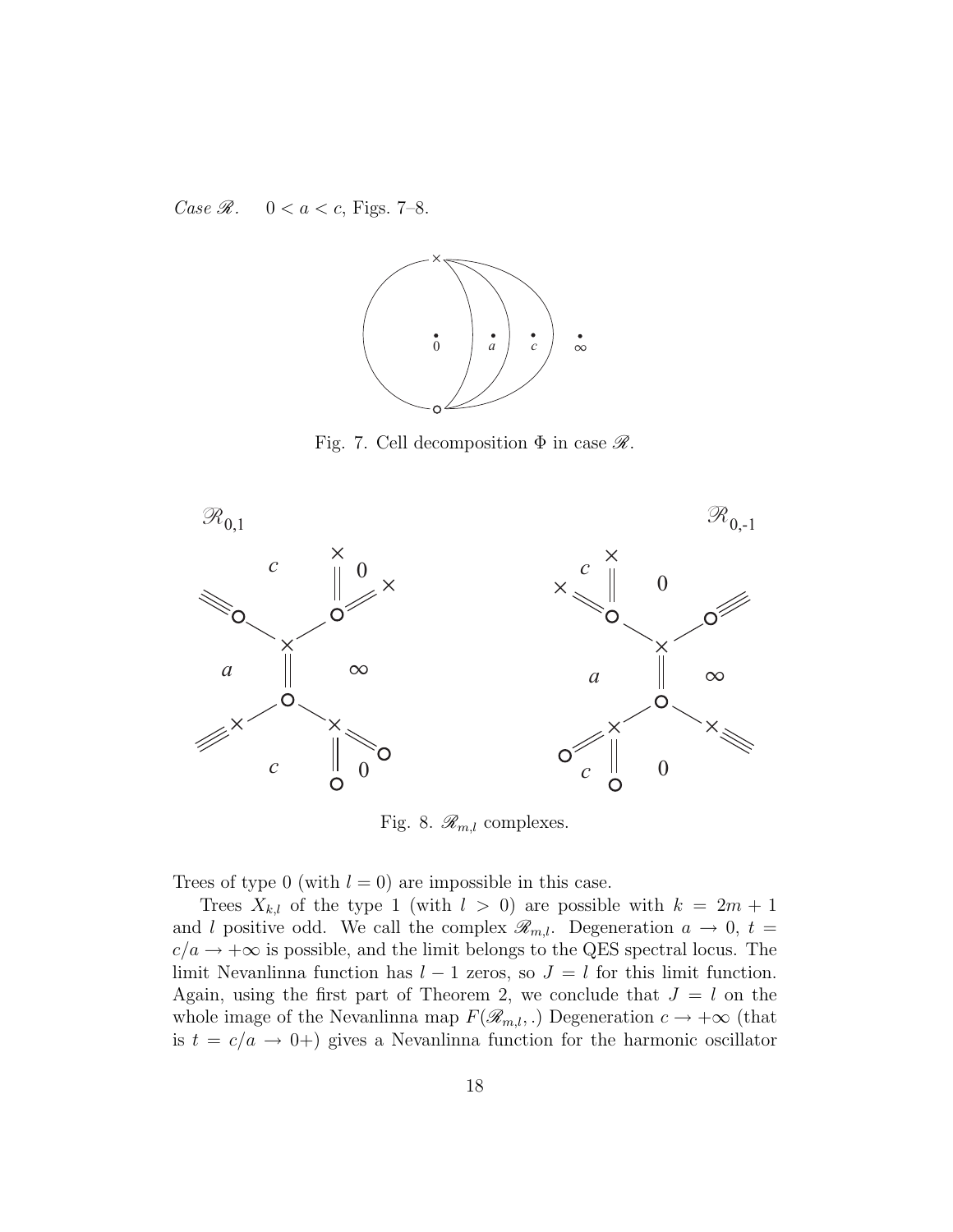*Case* $\mathscr{R}$. $0 < a < c$, Figs. 7–8.

Fig. 7. Cell decomposition $\Phi$ in case $\mathscr{R}$.

Fig. 8. $\mathscr{R}_{m,l}$ complexes.

Trees of type 0 (with $l = 0$) are impossible in this case.

Trees $X_{k,l}$ of the type 1 (with $l > 0$) are possible with $k = 2m + 1$ and $l$ positive odd. We call the complex $\mathscr{R}_{m,l}$. Degeneration $a \to 0$, $t = c/a \to +\infty$ is possible, and the limit belongs to the QES spectral locus. The limit Nevanlinna function has $l - 1$ zeros, so $J = l$ for this limit function. Again, using the first part of Theorem 2, we conclude that $J = l$ on the whole image of the Nevanlinna map $F(\mathscr{R}_{m,l}, .)$ Degeneration $c \to +\infty$ (that is $t = c/a \to 0+$) gives a Nevanlinna function for the harmonic oscillator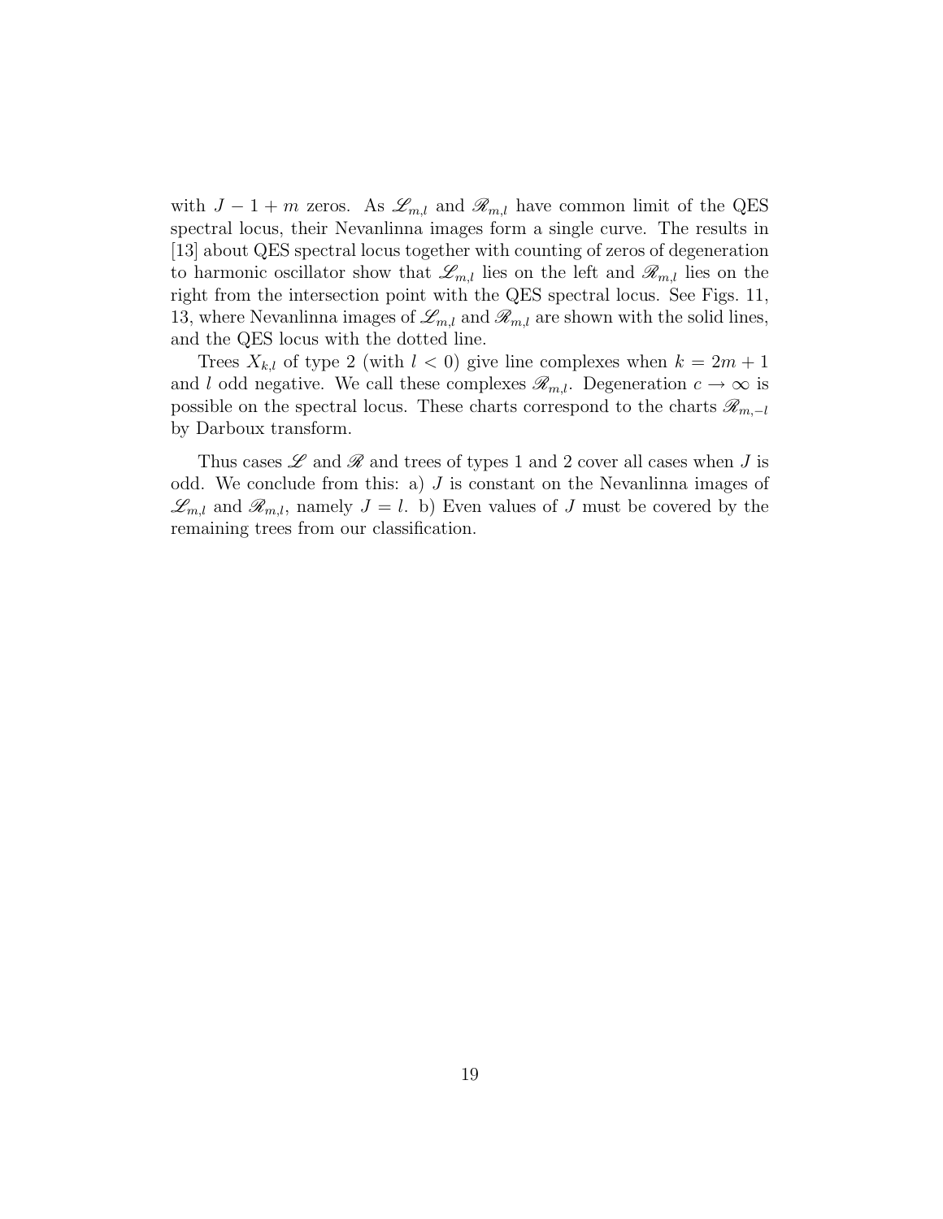with $J - 1 + m$ zeros. As $\mathscr{L}_{m,l}$ and $\mathscr{R}_{m,l}$ have common limit of the QES spectral locus, their Nevanlinna images form a single curve. The results in [13] about QES spectral locus together with counting of zeros of degeneration to harmonic oscillator show that $\mathscr{L}_{m,l}$ lies on the left and $\mathscr{R}_{m,l}$ lies on the right from the intersection point with the QES spectral locus. See Figs. 11, 13, where Nevanlinna images of $\mathscr{L}_{m,l}$ and $\mathscr{R}_{m,l}$ are shown with the solid lines, and the QES locus with the dotted line.

Trees $X_{k,l}$ of type 2 (with $l < 0$) give line complexes when $k = 2m + 1$ and $l$ odd negative. We call these complexes $\mathscr{R}_{m,l}$. Degeneration $c \to \infty$ is possible on the spectral locus. These charts correspond to the charts $\mathscr{R}_{m,-l}$ by Darboux transform.

Thus cases $\mathscr{L}$ and $\mathscr{R}$ and trees of types 1 and 2 cover all cases when $J$ is odd. We conclude from this: a) $J$ is constant on the Nevanlinna images of $\mathscr{L}_{m,l}$ and $\mathscr{R}_{m,l}$, namely $J = l$. b) Even values of $J$ must be covered by the remaining trees from our classification.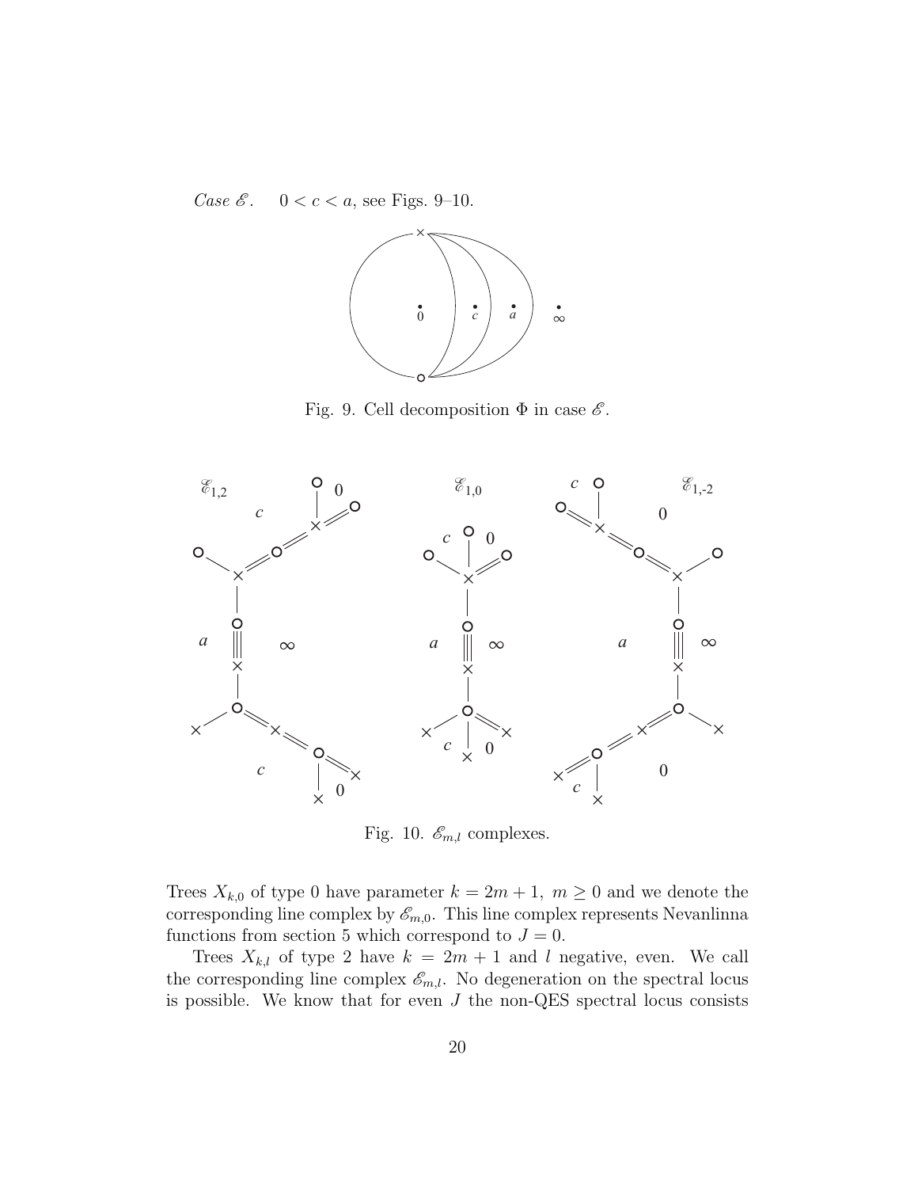*Case $\mathscr{E}$.* $\quad 0 < c < a$, see Figs. 9–10.

Fig. 9. Cell decomposition $\Phi$ in case $\mathscr{E}$.

Fig. 10. $\mathscr{E}_{m,l}$ complexes.

Trees $X_{k,0}$ of type 0 have parameter $k = 2m+1$, $m \geq 0$ and we denote the corresponding line complex by $\mathscr{E}_{m,0}$. This line complex represents Nevanlinna functions from section 5 which correspond to $J = 0$.

Trees $X_{k,l}$ of type 2 have $k = 2m + 1$ and $l$ negative, even. We call the corresponding line complex $\mathscr{E}_{m,l}$. No degeneration on the spectral locus is possible. We know that for even $J$ the non-QES spectral locus consists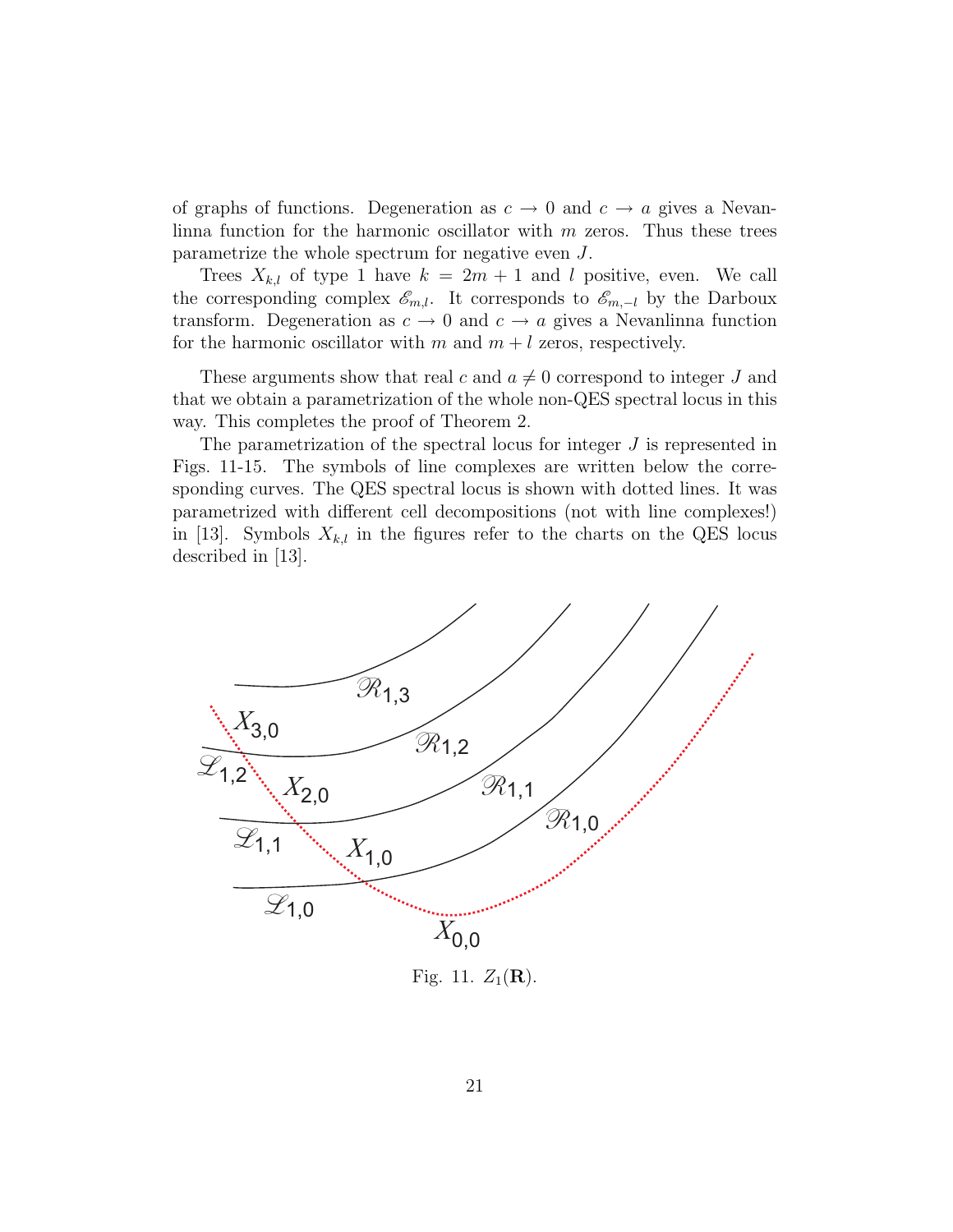of graphs of functions. Degeneration as $c \to 0$ and $c \to a$ gives a Nevanlinna function for the harmonic oscillator with $m$ zeros. Thus these trees parametrize the whole spectrum for negative even $J$.

Trees $X_{k,l}$ of type 1 have $k = 2m + 1$ and $l$ positive, even. We call the corresponding complex $\mathscr{E}_{m,l}$. It corresponds to $\mathscr{E}_{m,-l}$ by the Darboux transform. Degeneration as $c \to 0$ and $c \to a$ gives a Nevanlinna function for the harmonic oscillator with $m$ and $m + l$ zeros, respectively.

These arguments show that real $c$ and $a \neq 0$ correspond to integer $J$ and that we obtain a parametrization of the whole non-QES spectral locus in this way. This completes the proof of Theorem 2.

The parametrization of the spectral locus for integer $J$ is represented in Figs. 11-15. The symbols of line complexes are written below the corresponding curves. The QES spectral locus is shown with dotted lines. It was parametrized with different cell decompositions (not with line complexes!) in [13]. Symbols $X_{k,l}$ in the figures refer to the charts on the QES locus described in [13].

Fig. 11. $Z_1(\mathbf{R})$.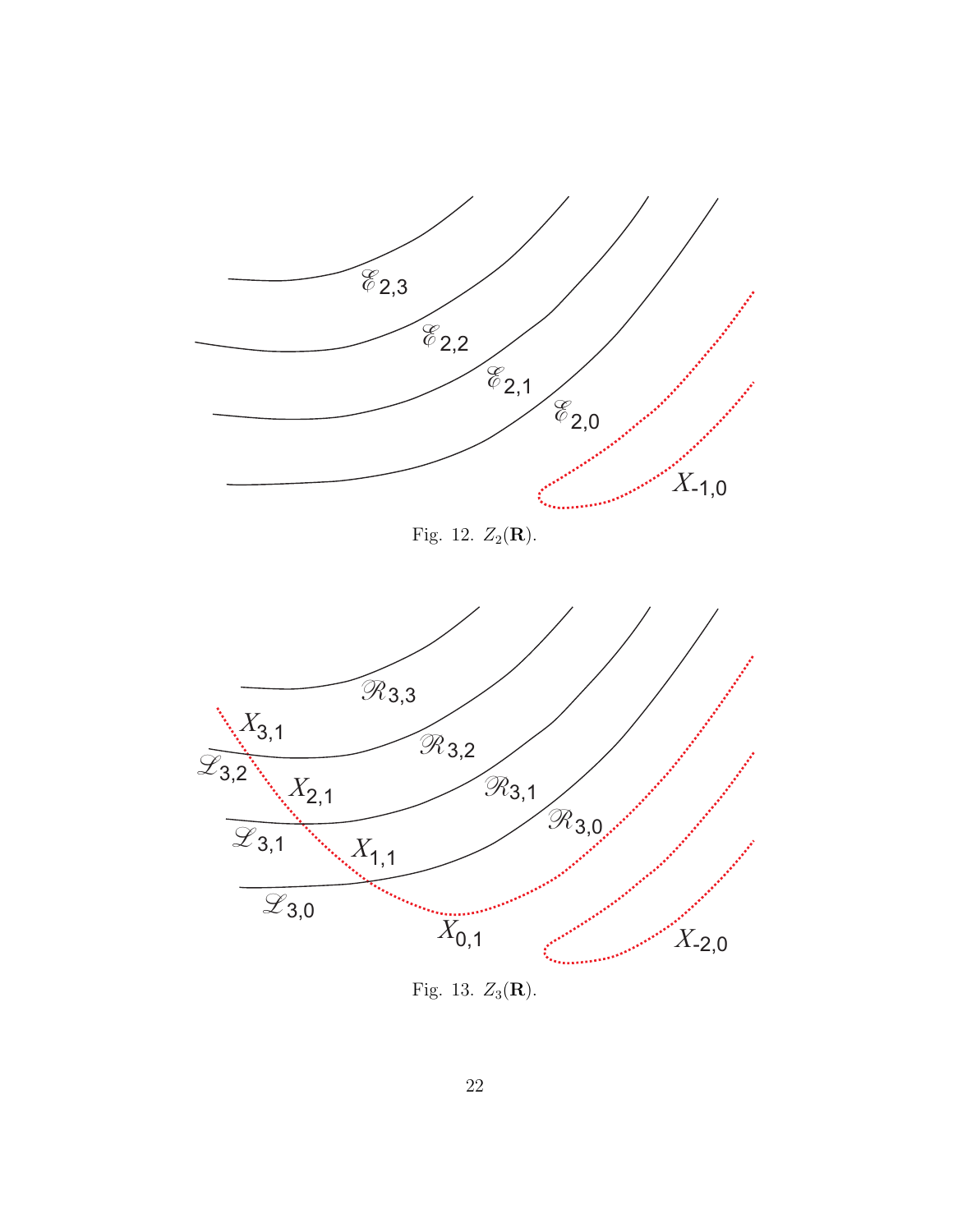Fig. 12. $Z_2(\mathbf{R})$.

Fig. 13. $Z_3(\mathbf{R})$.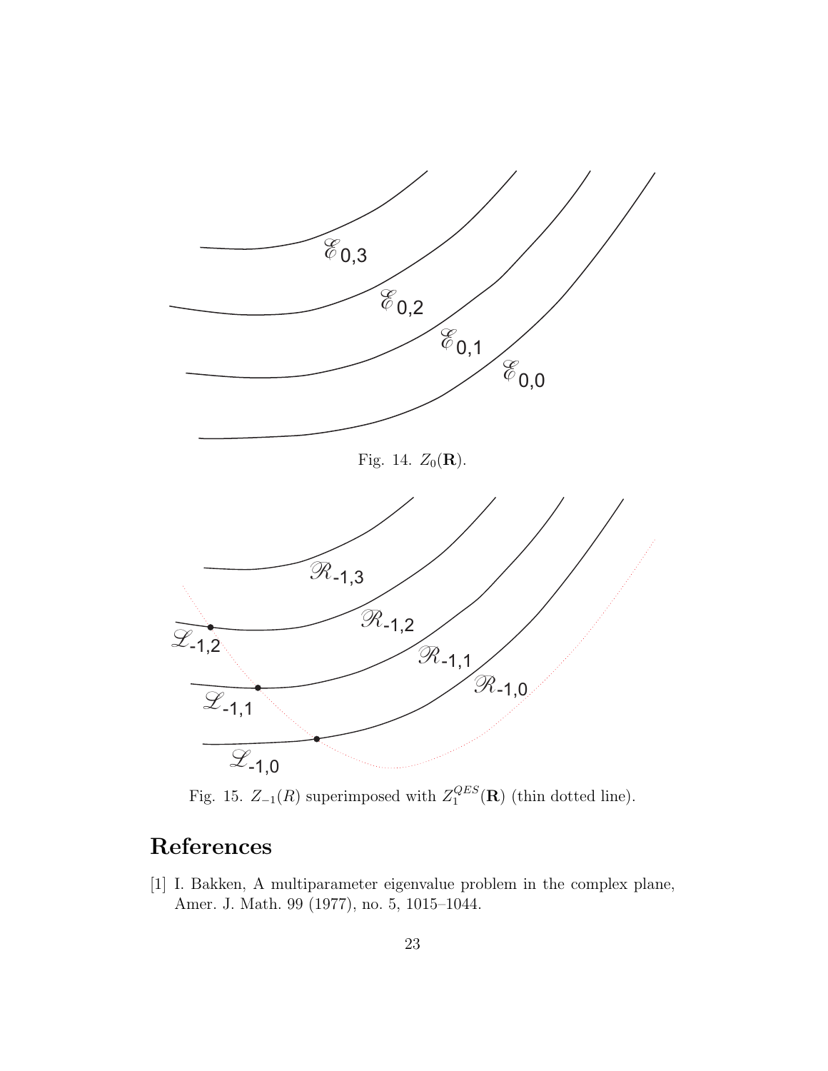Fig. 14. $Z_0(\mathbf{R})$.

Fig. 15. $Z_{-1}(R)$ superimposed with $Z_1^{QES}(\mathbf{R})$ (thin dotted line).

# References

[1] I. Bakken, A multiparameter eigenvalue problem in the complex plane, Amer. J. Math. 99 (1977), no. 5, 1015–1044.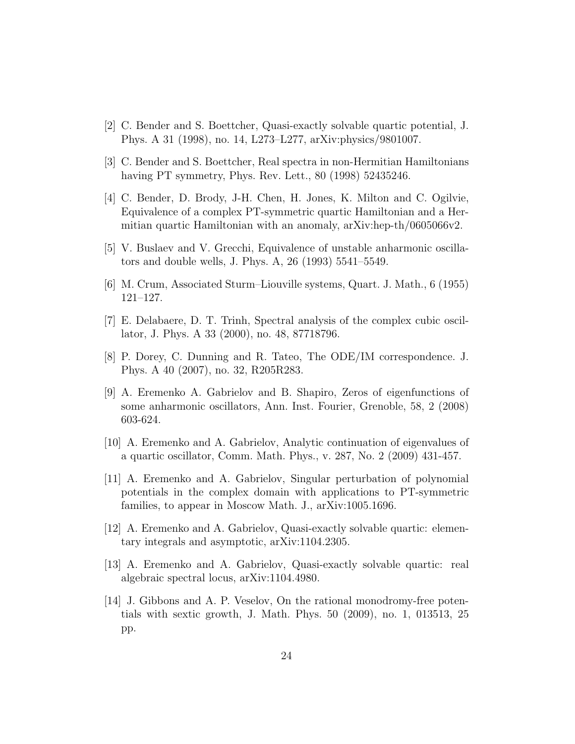[2] C. Bender and S. Boettcher, Quasi-exactly solvable quartic potential, J. Phys. A 31 (1998), no. 14, L273–L277, arXiv:physics/9801007.

[3] C. Bender and S. Boettcher, Real spectra in non-Hermitian Hamiltonians having PT symmetry, Phys. Rev. Lett., 80 (1998) 52435246.

[4] C. Bender, D. Brody, J-H. Chen, H. Jones, K. Milton and C. Ogilvie, Equivalence of a complex PT-symmetric quartic Hamiltonian and a Hermitian quartic Hamiltonian with an anomaly, arXiv:hep-th/0605066v2.

[5] V. Buslaev and V. Grecchi, Equivalence of unstable anharmonic oscillators and double wells, J. Phys. A, 26 (1993) 5541–5549.

[6] M. Crum, Associated Sturm–Liouville systems, Quart. J. Math., 6 (1955) 121–127.

[7] E. Delabaere, D. T. Trinh, Spectral analysis of the complex cubic oscillator, J. Phys. A 33 (2000), no. 48, 87718796.

[8] P. Dorey, C. Dunning and R. Tateo, The ODE/IM correspondence. J. Phys. A 40 (2007), no. 32, R205R283.

[9] A. Eremenko A. Gabrielov and B. Shapiro, Zeros of eigenfunctions of some anharmonic oscillators, Ann. Inst. Fourier, Grenoble, 58, 2 (2008) 603-624.

[10] A. Eremenko and A. Gabrielov, Analytic continuation of eigenvalues of a quartic oscillator, Comm. Math. Phys., v. 287, No. 2 (2009) 431-457.

[11] A. Eremenko and A. Gabrielov, Singular perturbation of polynomial potentials in the complex domain with applications to PT-symmetric families, to appear in Moscow Math. J., arXiv:1005.1696.

[12] A. Eremenko and A. Gabrielov, Quasi-exactly solvable quartic: elementary integrals and asymptotic, arXiv:1104.2305.

[13] A. Eremenko and A. Gabrielov, Quasi-exactly solvable quartic: real algebraic spectral locus, arXiv:1104.4980.

[14] J. Gibbons and A. P. Veselov, On the rational monodromy-free potentials with sextic growth, J. Math. Phys. 50 (2009), no. 1, 013513, 25 pp.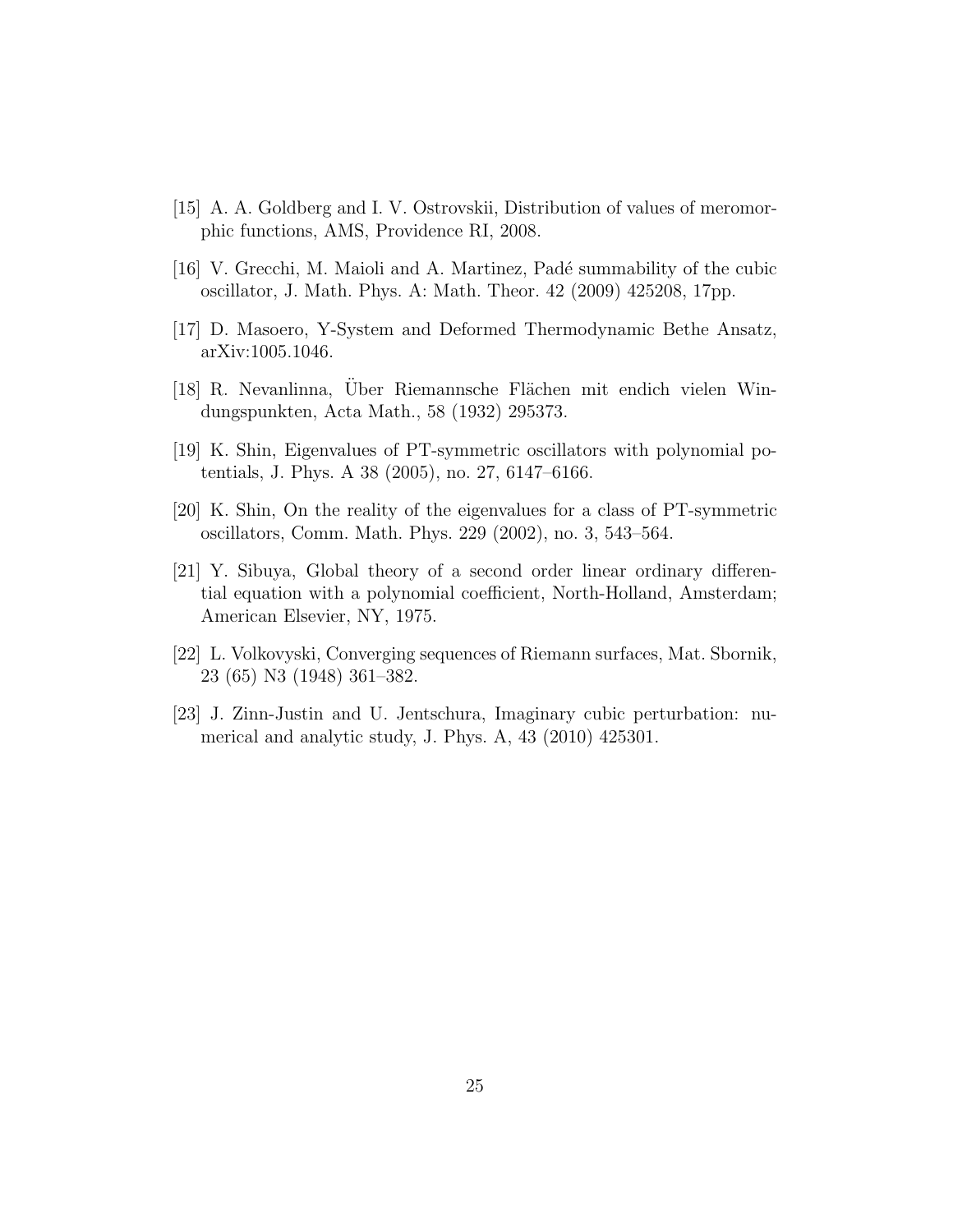[15] A. A. Goldberg and I. V. Ostrovskii, Distribution of values of meromorphic functions, AMS, Providence RI, 2008.

[16] V. Grecchi, M. Maioli and A. Martinez, Padé summability of the cubic oscillator, J. Math. Phys. A: Math. Theor. 42 (2009) 425208, 17pp.

[17] D. Masoero, Y-System and Deformed Thermodynamic Bethe Ansatz, arXiv:1005.1046.

[18] R. Nevanlinna, Über Riemannsche Flächen mit endich vielen Windungspunkten, Acta Math., 58 (1932) 295373.

[19] K. Shin, Eigenvalues of PT-symmetric oscillators with polynomial potentials, J. Phys. A 38 (2005), no. 27, 6147–6166.

[20] K. Shin, On the reality of the eigenvalues for a class of PT-symmetric oscillators, Comm. Math. Phys. 229 (2002), no. 3, 543–564.

[21] Y. Sibuya, Global theory of a second order linear ordinary differential equation with a polynomial coefficient, North-Holland, Amsterdam; American Elsevier, NY, 1975.

[22] L. Volkovyski, Converging sequences of Riemann surfaces, Mat. Sbornik, 23 (65) N3 (1948) 361–382.

[23] J. Zinn-Justin and U. Jentschura, Imaginary cubic perturbation: numerical and analytic study, J. Phys. A, 43 (2010) 425301.